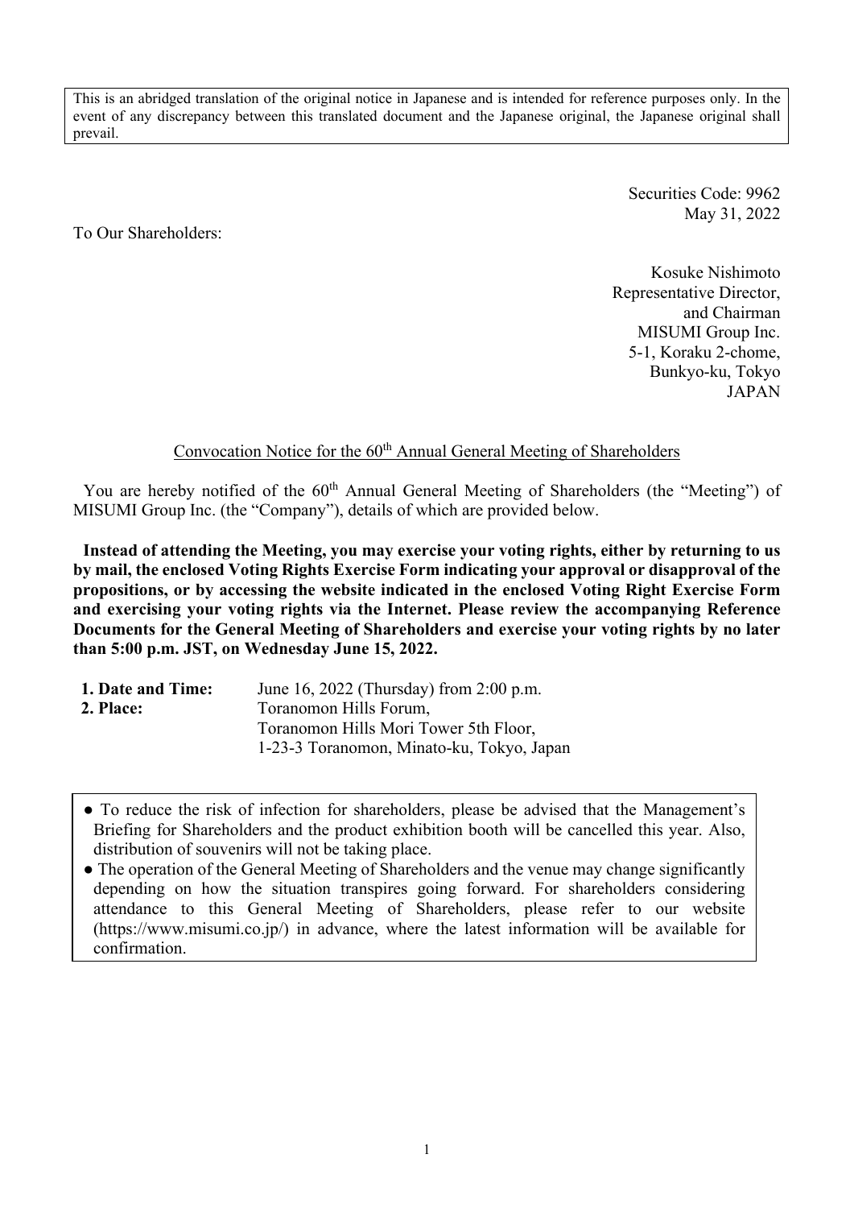This is an abridged translation of the original notice in Japanese and is intended for reference purposes only. In the event of any discrepancy between this translated document and the Japanese original, the Japanese original shall prevail.

Securities Code: 9962
May 31, 2022

To Our Shareholders:

Kosuke Nishimoto
Representative Director,
and Chairman
MISUMI Group Inc.
5-1, Koraku 2-chome,
Bunkyo-ku, Tokyo
JAPAN

## Convocation Notice for the 60th Annual General Meeting of Shareholders

You are hereby notified of the 60th Annual General Meeting of Shareholders (the "Meeting") of MISUMI Group Inc. (the "Company"), details of which are provided below.

**Instead of attending the Meeting, you may exercise your voting rights, either by returning to us by mail, the enclosed Voting Rights Exercise Form indicating your approval or disapproval of the propositions, or by accessing the website indicated in the enclosed Voting Right Exercise Form and exercising your voting rights via the Internet. Please review the accompanying Reference Documents for the General Meeting of Shareholders and exercise your voting rights by no later than 5:00 p.m. JST, on Wednesday June 15, 2022.**

**1. Date and Time:** June 16, 2022 (Thursday) from 2:00 p.m.

**2. Place:** Toranomon Hills Forum,
Toranomon Hills Mori Tower 5th Floor,
1-23-3 Toranomon, Minato-ku, Tokyo, Japan

- To reduce the risk of infection for shareholders, please be advised that the Management's Briefing for Shareholders and the product exhibition booth will be cancelled this year. Also, distribution of souvenirs will not be taking place.
- The operation of the General Meeting of Shareholders and the venue may change significantly depending on how the situation transpires going forward. For shareholders considering attendance to this General Meeting of Shareholders, please refer to our website (https://www.misumi.co.jp/) in advance, where the latest information will be available for confirmation.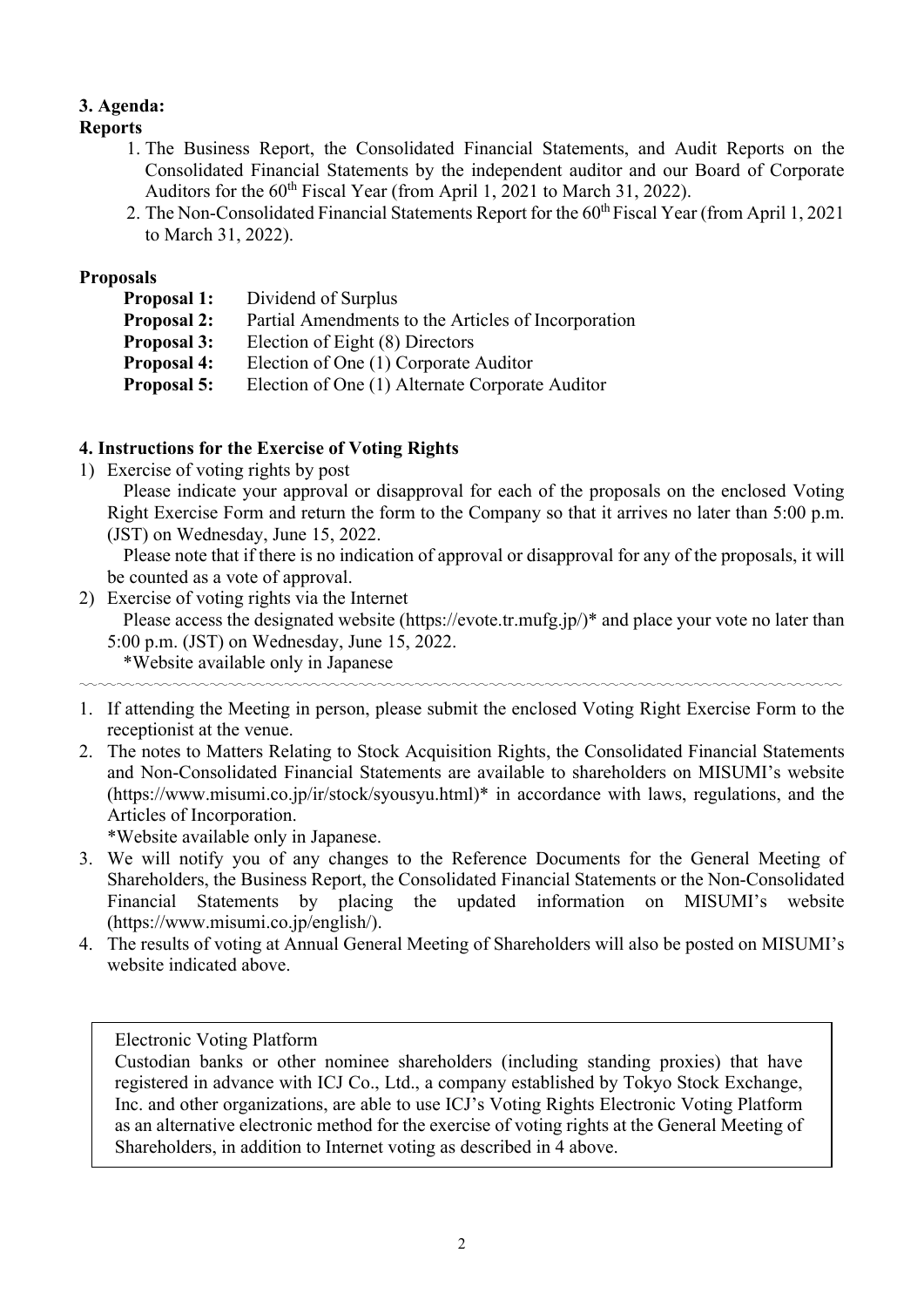### 3. Agenda:

**Reports**

1. The Business Report, the Consolidated Financial Statements, and Audit Reports on the Consolidated Financial Statements by the independent auditor and our Board of Corporate Auditors for the 60th Fiscal Year (from April 1, 2021 to March 31, 2022).
2. The Non-Consolidated Financial Statements Report for the 60th Fiscal Year (from April 1, 2021 to March 31, 2022).

**Proposals**

**Proposal 1:** Dividend of Surplus
**Proposal 2:** Partial Amendments to the Articles of Incorporation
**Proposal 3:** Election of Eight (8) Directors
**Proposal 4:** Election of One (1) Corporate Auditor
**Proposal 5:** Election of One (1) Alternate Corporate Auditor

### 4. Instructions for the Exercise of Voting Rights

1) Exercise of voting rights by post

Please indicate your approval or disapproval for each of the proposals on the enclosed Voting Right Exercise Form and return the form to the Company so that it arrives no later than 5:00 p.m. (JST) on Wednesday, June 15, 2022.

Please note that if there is no indication of approval or disapproval for any of the proposals, it will be counted as a vote of approval.

2) Exercise of voting rights via the Internet

Please access the designated website (https://evote.tr.mufg.jp/)* and place your vote no later than 5:00 p.m. (JST) on Wednesday, June 15, 2022.

*Website available only in Japanese

---

1. If attending the Meeting in person, please submit the enclosed Voting Right Exercise Form to the receptionist at the venue.
2. The notes to Matters Relating to Stock Acquisition Rights, the Consolidated Financial Statements and Non-Consolidated Financial Statements are available to shareholders on MISUMI's website (https://www.misumi.co.jp/ir/stock/syousyu.html)* in accordance with laws, regulations, and the Articles of Incorporation.
   *Website available only in Japanese.
3. We will notify you of any changes to the Reference Documents for the General Meeting of Shareholders, the Business Report, the Consolidated Financial Statements or the Non-Consolidated Financial Statements by placing the updated information on MISUMI's website (https://www.misumi.co.jp/english/).
4. The results of voting at Annual General Meeting of Shareholders will also be posted on MISUMI's website indicated above.

Electronic Voting Platform

Custodian banks or other nominee shareholders (including standing proxies) that have registered in advance with ICJ Co., Ltd., a company established by Tokyo Stock Exchange, Inc. and other organizations, are able to use ICJ's Voting Rights Electronic Voting Platform as an alternative electronic method for the exercise of voting rights at the General Meeting of Shareholders, in addition to Internet voting as described in 4 above.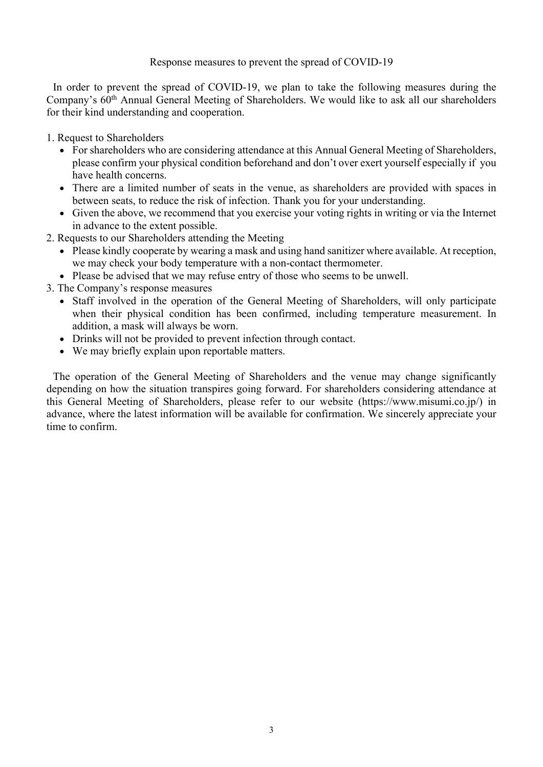# Response measures to prevent the spread of COVID-19

In order to prevent the spread of COVID-19, we plan to take the following measures during the Company's 60th Annual General Meeting of Shareholders. We would like to ask all our shareholders for their kind understanding and cooperation.

1. Request to Shareholders
   - For shareholders who are considering attendance at this Annual General Meeting of Shareholders, please confirm your physical condition beforehand and don't over exert yourself especially if you have health concerns.
   - There are a limited number of seats in the venue, as shareholders are provided with spaces in between seats, to reduce the risk of infection. Thank you for your understanding.
   - Given the above, we recommend that you exercise your voting rights in writing or via the Internet in advance to the extent possible.
2. Requests to our Shareholders attending the Meeting
   - Please kindly cooperate by wearing a mask and using hand sanitizer where available. At reception, we may check your body temperature with a non-contact thermometer.
   - Please be advised that we may refuse entry of those who seems to be unwell.
3. The Company's response measures
   - Staff involved in the operation of the General Meeting of Shareholders, will only participate when their physical condition has been confirmed, including temperature measurement. In addition, a mask will always be worn.
   - Drinks will not be provided to prevent infection through contact.
   - We may briefly explain upon reportable matters.

The operation of the General Meeting of Shareholders and the venue may change significantly depending on how the situation transpires going forward. For shareholders considering attendance at this General Meeting of Shareholders, please refer to our website (https://www.misumi.co.jp/) in advance, where the latest information will be available for confirmation. We sincerely appreciate your time to confirm.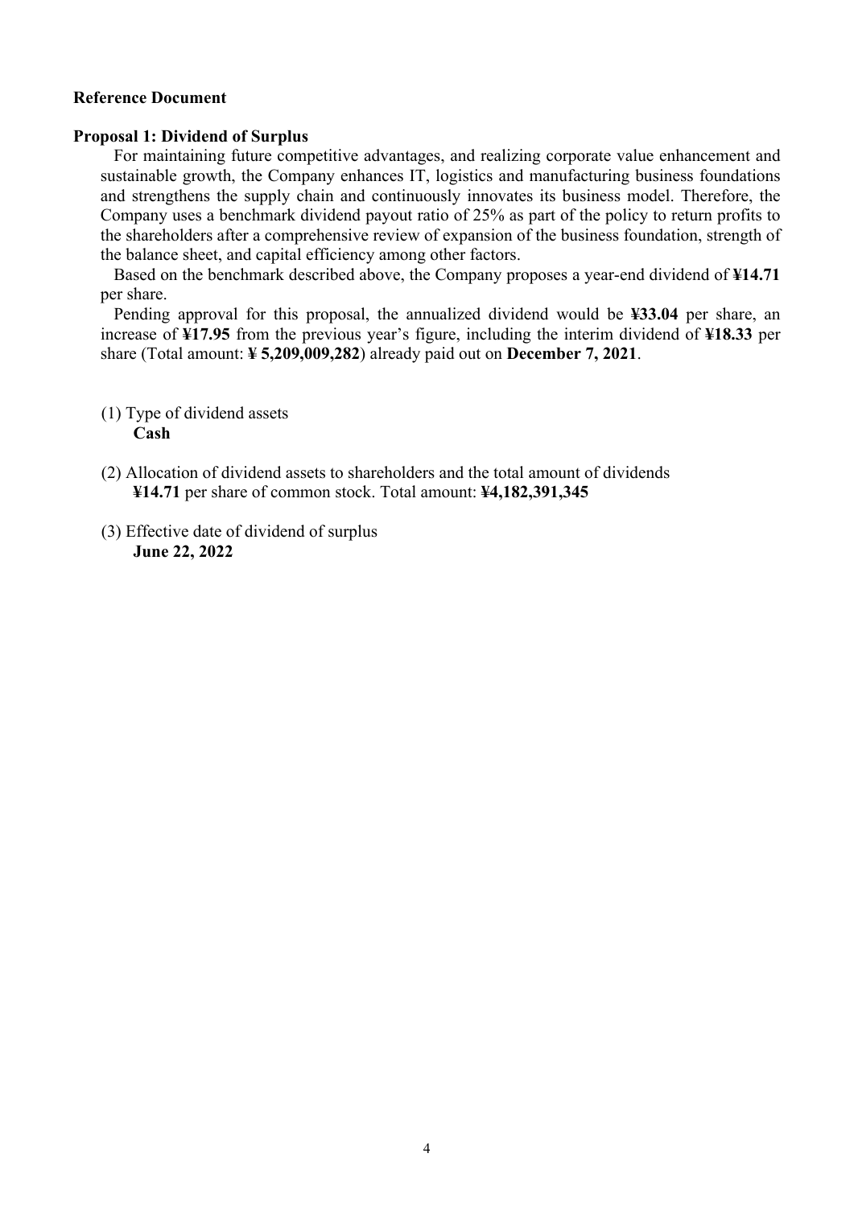**Reference Document**

**Proposal 1: Dividend of Surplus**

For maintaining future competitive advantages, and realizing corporate value enhancement and sustainable growth, the Company enhances IT, logistics and manufacturing business foundations and strengthens the supply chain and continuously innovates its business model. Therefore, the Company uses a benchmark dividend payout ratio of 25% as part of the policy to return profits to the shareholders after a comprehensive review of expansion of the business foundation, strength of the balance sheet, and capital efficiency among other factors.

Based on the benchmark described above, the Company proposes a year-end dividend of **¥14.71** per share.

Pending approval for this proposal, the annualized dividend would be **¥33.04** per share, an increase of **¥17.95** from the previous year's figure, including the interim dividend of **¥18.33** per share (Total amount: **¥ 5,209,009,282**) already paid out on **December 7, 2021**.

(1) Type of dividend assets
**Cash**

(2) Allocation of dividend assets to shareholders and the total amount of dividends
**¥14.71** per share of common stock. Total amount: **¥4,182,391,345**

(3) Effective date of dividend of surplus
**June 22, 2022**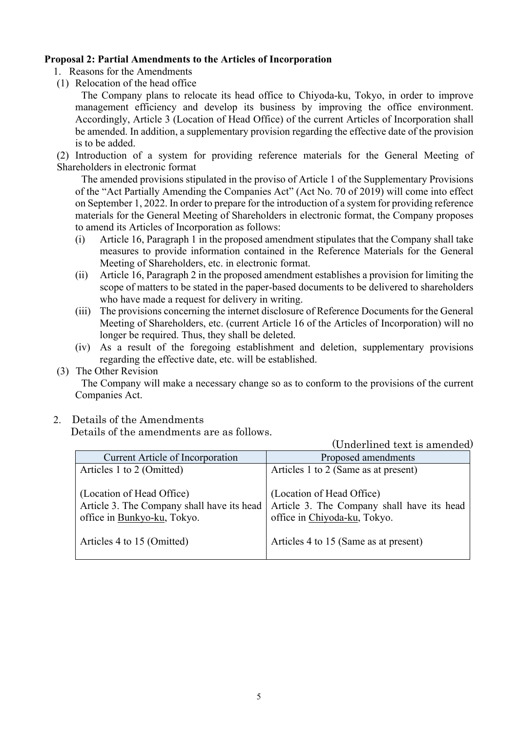**Proposal 2: Partial Amendments to the Articles of Incorporation**

1. Reasons for the Amendments

(1) Relocation of the head office

The Company plans to relocate its head office to Chiyoda-ku, Tokyo, in order to improve management efficiency and develop its business by improving the office environment. Accordingly, Article 3 (Location of Head Office) of the current Articles of Incorporation shall be amended. In addition, a supplementary provision regarding the effective date of the provision is to be added.

(2) Introduction of a system for providing reference materials for the General Meeting of Shareholders in electronic format

The amended provisions stipulated in the proviso of Article 1 of the Supplementary Provisions of the "Act Partially Amending the Companies Act" (Act No. 70 of 2019) will come into effect on September 1, 2022. In order to prepare for the introduction of a system for providing reference materials for the General Meeting of Shareholders in electronic format, the Company proposes to amend its Articles of Incorporation as follows:

(i) Article 16, Paragraph 1 in the proposed amendment stipulates that the Company shall take measures to provide information contained in the Reference Materials for the General Meeting of Shareholders, etc. in electronic format.

(ii) Article 16, Paragraph 2 in the proposed amendment establishes a provision for limiting the scope of matters to be stated in the paper-based documents to be delivered to shareholders who have made a request for delivery in writing.

(iii) The provisions concerning the internet disclosure of Reference Documents for the General Meeting of Shareholders, etc. (current Article 16 of the Articles of Incorporation) will no longer be required. Thus, they shall be deleted.

(iv) As a result of the foregoing establishment and deletion, supplementary provisions regarding the effective date, etc. will be established.

(3) The Other Revision

The Company will make a necessary change so as to conform to the provisions of the current Companies Act.

2. Details of the Amendments

Details of the amendments are as follows.

(Underlined text is amended)

| Current Article of Incorporation | Proposed amendments |
| --- | --- |
| Articles 1 to 2 (Omitted) | Articles 1 to 2 (Same as at present) |
| (Location of Head Office)<br>Article 3. The Company shall have its head office in <u>Bunkyo-ku</u>, Tokyo. | (Location of Head Office)<br>Article 3. The Company shall have its head office in <u>Chiyoda-ku</u>, Tokyo. |
| Articles 4 to 15 (Omitted) | Articles 4 to 15 (Same as at present) |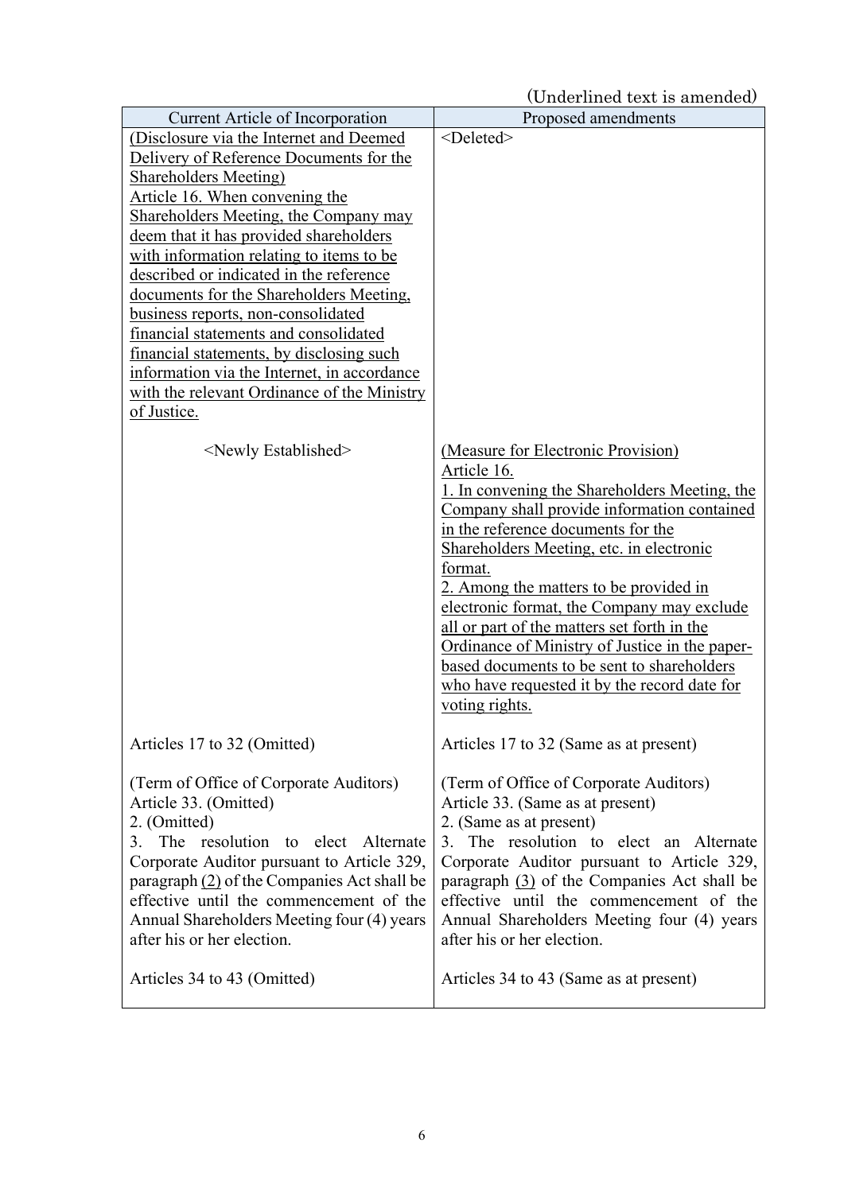(Underlined text is amended)

| Current Article of Incorporation | Proposed amendments |
|---|---|
| (Disclosure via the Internet and Deemed Delivery of Reference Documents for the Shareholders Meeting)<br>Article 16. When convening the Shareholders Meeting, the Company may deem that it has provided shareholders with information relating to items to be described or indicated in the reference documents for the Shareholders Meeting, business reports, non-consolidated financial statements and consolidated financial statements, by disclosing such information via the Internet, in accordance with the relevant Ordinance of the Ministry of Justice. | <Deleted> |
| <Newly Established> | (Measure for Electronic Provision)<br>Article 16.<br>1. In convening the Shareholders Meeting, the Company shall provide information contained in the reference documents for the Shareholders Meeting, etc. in electronic format.<br>2. Among the matters to be provided in electronic format, the Company may exclude all or part of the matters set forth in the Ordinance of Ministry of Justice in the paper-based documents to be sent to shareholders who have requested it by the record date for voting rights. |
| Articles 17 to 32 (Omitted) | Articles 17 to 32 (Same as at present) |
| (Term of Office of Corporate Auditors)<br>Article 33. (Omitted)<br>2. (Omitted)<br>3. The resolution to elect Alternate Corporate Auditor pursuant to Article 329, paragraph (2) of the Companies Act shall be effective until the commencement of the Annual Shareholders Meeting four (4) years after his or her election. | (Term of Office of Corporate Auditors)<br>Article 33. (Same as at present)<br>2. (Same as at present)<br>3. The resolution to elect an Alternate Corporate Auditor pursuant to Article 329, paragraph (3) of the Companies Act shall be effective until the commencement of the Annual Shareholders Meeting four (4) years after his or her election. |
| Articles 34 to 43 (Omitted) | Articles 34 to 43 (Same as at present) |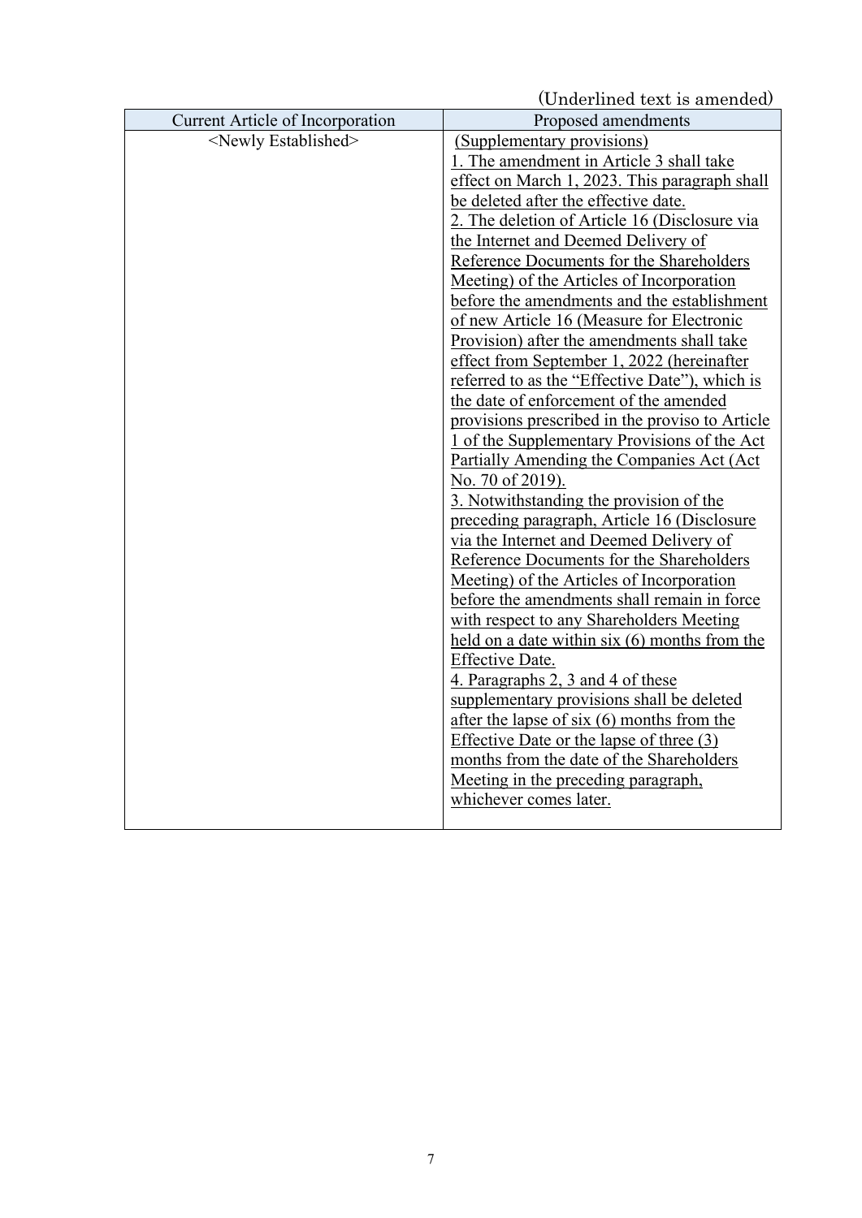(Underlined text is amended)

| Current Article of Incorporation | Proposed amendments |
|---|---|
| <Newly Established> | (Supplementary provisions)<br>1. The amendment in Article 3 shall take effect on March 1, 2023. This paragraph shall be deleted after the effective date.<br>2. The deletion of Article 16 (Disclosure via the Internet and Deemed Delivery of Reference Documents for the Shareholders Meeting) of the Articles of Incorporation before the amendments and the establishment of new Article 16 (Measure for Electronic Provision) after the amendments shall take effect from September 1, 2022 (hereinafter referred to as the "Effective Date"), which is the date of enforcement of the amended provisions prescribed in the proviso to Article 1 of the Supplementary Provisions of the Act Partially Amending the Companies Act (Act No. 70 of 2019).<br>3. Notwithstanding the provision of the preceding paragraph, Article 16 (Disclosure via the Internet and Deemed Delivery of Reference Documents for the Shareholders Meeting) of the Articles of Incorporation before the amendments shall remain in force with respect to any Shareholders Meeting held on a date within six (6) months from the Effective Date.<br>4. Paragraphs 2, 3 and 4 of these supplementary provisions shall be deleted after the lapse of six (6) months from the Effective Date or the lapse of three (3) months from the date of the Shareholders Meeting in the preceding paragraph, whichever comes later. |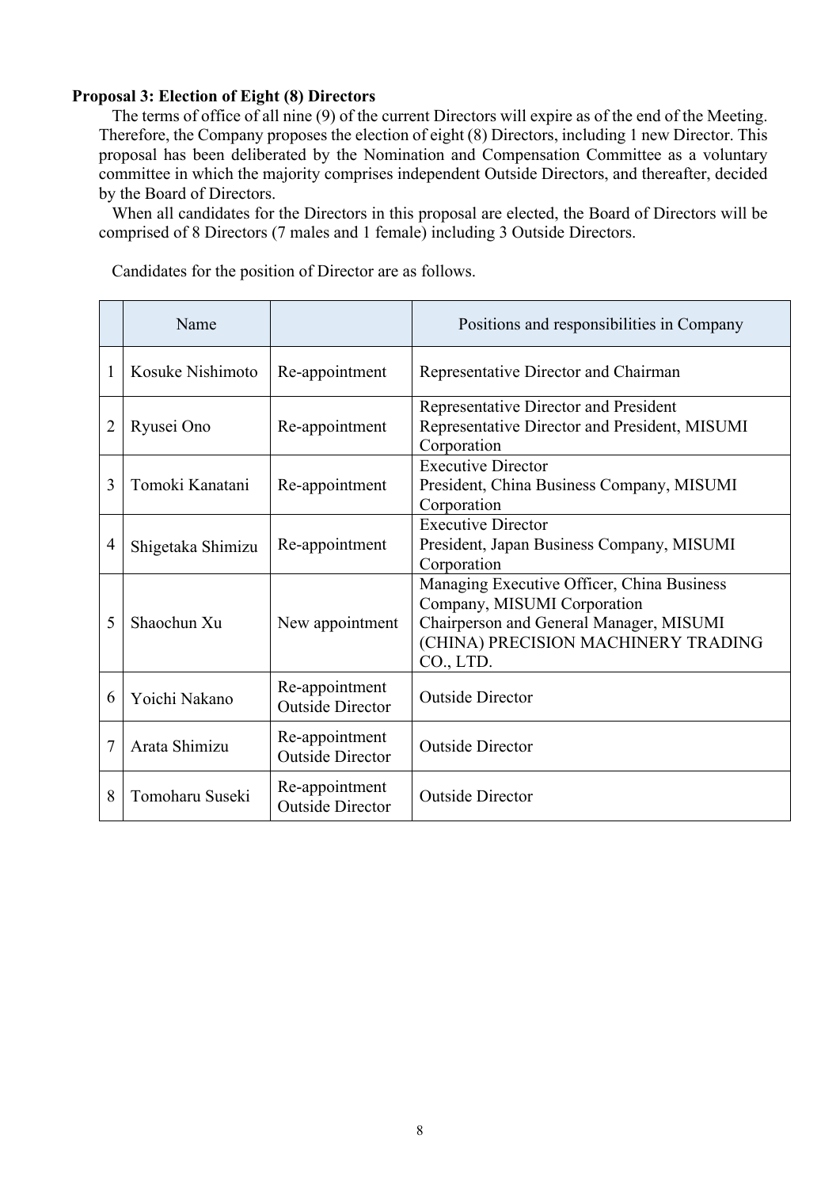**Proposal 3: Election of Eight (8) Directors**

The terms of office of all nine (9) of the current Directors will expire as of the end of the Meeting. Therefore, the Company proposes the election of eight (8) Directors, including 1 new Director. This proposal has been deliberated by the Nomination and Compensation Committee as a voluntary committee in which the majority comprises independent Outside Directors, and thereafter, decided by the Board of Directors.

When all candidates for the Directors in this proposal are elected, the Board of Directors will be comprised of 8 Directors (7 males and 1 female) including 3 Outside Directors.

Candidates for the position of Director are as follows.

| | Name | | Positions and responsibilities in Company |
|---|---|---|---|
| 1 | Kosuke Nishimoto | Re-appointment | Representative Director and Chairman |
| 2 | Ryusei Ono | Re-appointment | Representative Director and President<br>Representative Director and President, MISUMI Corporation |
| 3 | Tomoki Kanatani | Re-appointment | Executive Director<br>President, China Business Company, MISUMI Corporation |
| 4 | Shigetaka Shimizu | Re-appointment | Executive Director<br>President, Japan Business Company, MISUMI Corporation |
| 5 | Shaochun Xu | New appointment | Managing Executive Officer, China Business Company, MISUMI Corporation<br>Chairperson and General Manager, MISUMI (CHINA) PRECISION MACHINERY TRADING CO., LTD. |
| 6 | Yoichi Nakano | Re-appointment<br>Outside Director | Outside Director |
| 7 | Arata Shimizu | Re-appointment<br>Outside Director | Outside Director |
| 8 | Tomoharu Suseki | Re-appointment<br>Outside Director | Outside Director |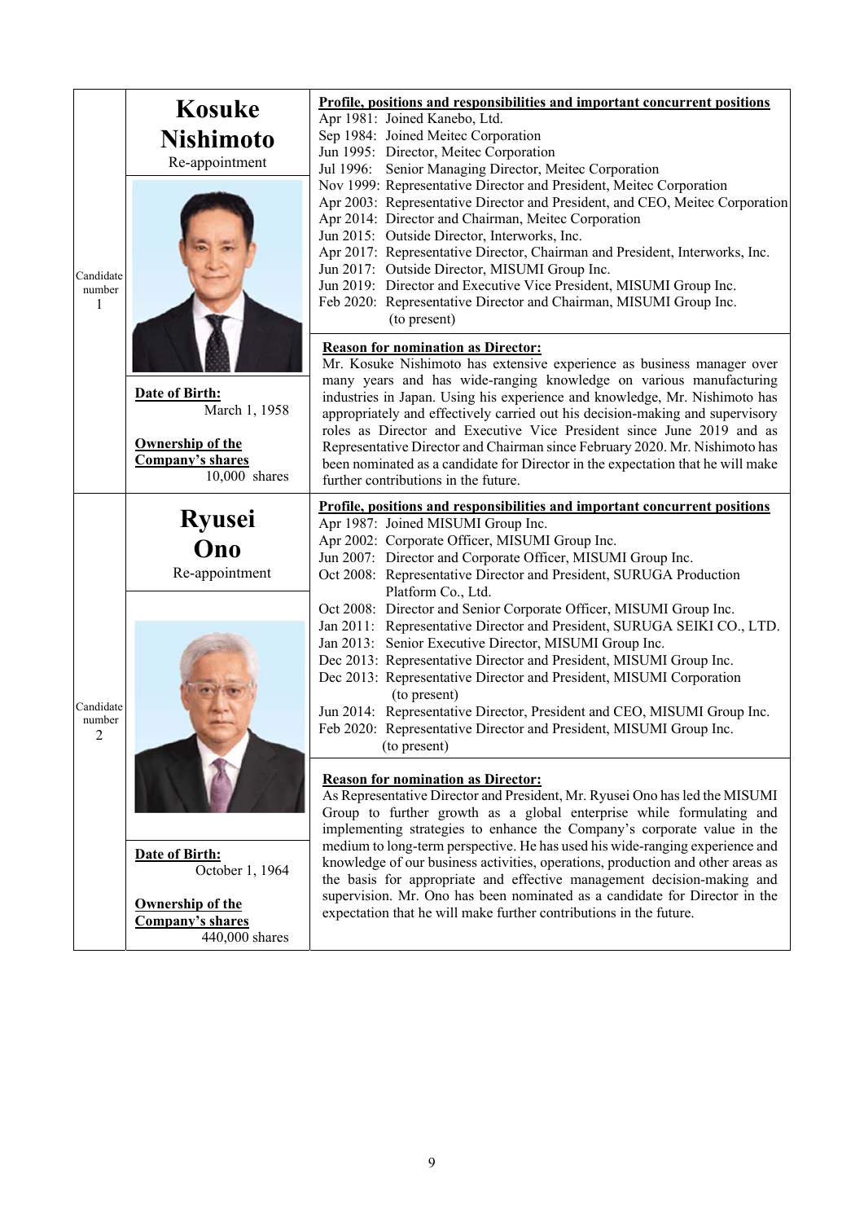## Candidate number 1

### Kosuke Nishimoto

Re-appointment

**Date of Birth:** March 1, 1958

**Ownership of the Company's shares:** 10,000 shares

**Profile, positions and responsibilities and important concurrent positions**

| | |
|---|---|
| Apr 1981: | Joined Kanebo, Ltd. |
| Sep 1984: | Joined Meitec Corporation |
| Jun 1995: | Director, Meitec Corporation |
| Jul 1996: | Senior Managing Director, Meitec Corporation |
| Nov 1999: | Representative Director and President, Meitec Corporation |
| Apr 2003: | Representative Director and President, and CEO, Meitec Corporation |
| Apr 2014: | Director and Chairman, Meitec Corporation |
| Jun 2015: | Outside Director, Interworks, Inc. |
| Apr 2017: | Representative Director, Chairman and President, Interworks, Inc. |
| Jun 2017: | Outside Director, MISUMI Group Inc. |
| Jun 2019: | Director and Executive Vice President, MISUMI Group Inc. |
| Feb 2020: | Representative Director and Chairman, MISUMI Group Inc. (to present) |

**Reason for nomination as Director:**

Mr. Kosuke Nishimoto has extensive experience as business manager over many years and has wide-ranging knowledge on various manufacturing industries in Japan. Using his experience and knowledge, Mr. Nishimoto has appropriately and effectively carried out his decision-making and supervisory roles as Director and Executive Vice President since June 2019 and as Representative Director and Chairman since February 2020. Mr. Nishimoto has been nominated as a candidate for Director in the expectation that he will make further contributions in the future.

## Candidate number 2

### Ryusei Ono

Re-appointment

**Date of Birth:** October 1, 1964

**Ownership of the Company's shares:** 440,000 shares

**Profile, positions and responsibilities and important concurrent positions**

| | |
|---|---|
| Apr 1987: | Joined MISUMI Group Inc. |
| Apr 2002: | Corporate Officer, MISUMI Group Inc. |
| Jun 2007: | Director and Corporate Officer, MISUMI Group Inc. |
| Oct 2008: | Representative Director and President, SURUGA Production Platform Co., Ltd. |
| Oct 2008: | Director and Senior Corporate Officer, MISUMI Group Inc. |
| Jan 2011: | Representative Director and President, SURUGA SEIKI CO., LTD. |
| Jan 2013: | Senior Executive Director, MISUMI Group Inc. |
| Dec 2013: | Representative Director and President, MISUMI Group Inc. |
| Dec 2013: | Representative Director and President, MISUMI Corporation (to present) |
| Jun 2014: | Representative Director, President and CEO, MISUMI Group Inc. |
| Feb 2020: | Representative Director and President, MISUMI Group Inc. (to present) |

**Reason for nomination as Director:**

As Representative Director and President, Mr. Ryusei Ono has led the MISUMI Group to further growth as a global enterprise while formulating and implementing strategies to enhance the Company's corporate value in the medium to long-term perspective. He has used his wide-ranging experience and knowledge of our business activities, operations, production and other areas as the basis for appropriate and effective management decision-making and supervision. Mr. Ono has been nominated as a candidate for Director in the expectation that he will make further contributions in the future.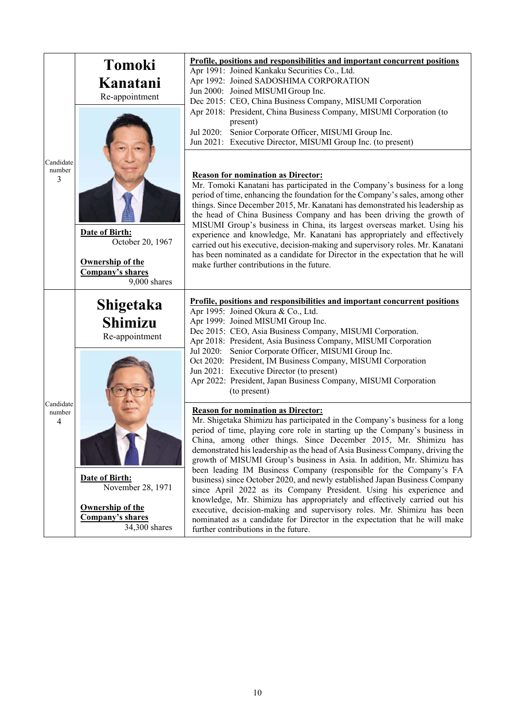## Candidate number 3

**Tomoki Kanatani**

Re-appointment

**Date of Birth:**
October 20, 1967

**Ownership of the Company's shares**
9,000 shares

**Profile, positions and responsibilities and important concurrent positions**

Apr 1991: Joined Kankaku Securities Co., Ltd.
Apr 1992: Joined SADOSHIMA CORPORATION
Jun 2000: Joined MISUMI Group Inc.
Dec 2015: CEO, China Business Company, MISUMI Corporation
Apr 2018: President, China Business Company, MISUMI Corporation (to present)
Jul 2020: Senior Corporate Officer, MISUMI Group Inc.
Jun 2021: Executive Director, MISUMI Group Inc. (to present)

**Reason for nomination as Director:**

Mr. Tomoki Kanatani has participated in the Company's business for a long period of time, enhancing the foundation for the Company's sales, among other things. Since December 2015, Mr. Kanatani has demonstrated his leadership as the head of China Business Company and has been driving the growth of MISUMI Group's business in China, its largest overseas market. Using his experience and knowledge, Mr. Kanatani has appropriately and effectively carried out his executive, decision-making and supervisory roles. Mr. Kanatani has been nominated as a candidate for Director in the expectation that he will make further contributions in the future.

## Candidate number 4

**Shigetaka Shimizu**

Re-appointment

**Date of Birth:**
November 28, 1971

**Ownership of the Company's shares**
34,300 shares

**Profile, positions and responsibilities and important concurrent positions**

Apr 1995: Joined Okura & Co., Ltd.
Apr 1999: Joined MISUMI Group Inc.
Dec 2015: CEO, Asia Business Company, MISUMI Corporation.
Apr 2018: President, Asia Business Company, MISUMI Corporation
Jul 2020: Senior Corporate Officer, MISUMI Group Inc.
Oct 2020: President, IM Business Company, MISUMI Corporation
Jun 2021: Executive Director (to present)
Apr 2022: President, Japan Business Company, MISUMI Corporation (to present)

**Reason for nomination as Director:**

Mr. Shigetaka Shimizu has participated in the Company's business for a long period of time, playing core role in starting up the Company's business in China, among other things. Since December 2015, Mr. Shimizu has demonstrated his leadership as the head of Asia Business Company, driving the growth of MISUMI Group's business in Asia. In addition, Mr. Shimizu has been leading IM Business Company (responsible for the Company's FA business) since October 2020, and newly established Japan Business Company since April 2022 as its Company President. Using his experience and knowledge, Mr. Shimizu has appropriately and effectively carried out his executive, decision-making and supervisory roles. Mr. Shimizu has been nominated as a candidate for Director in the expectation that he will make further contributions in the future.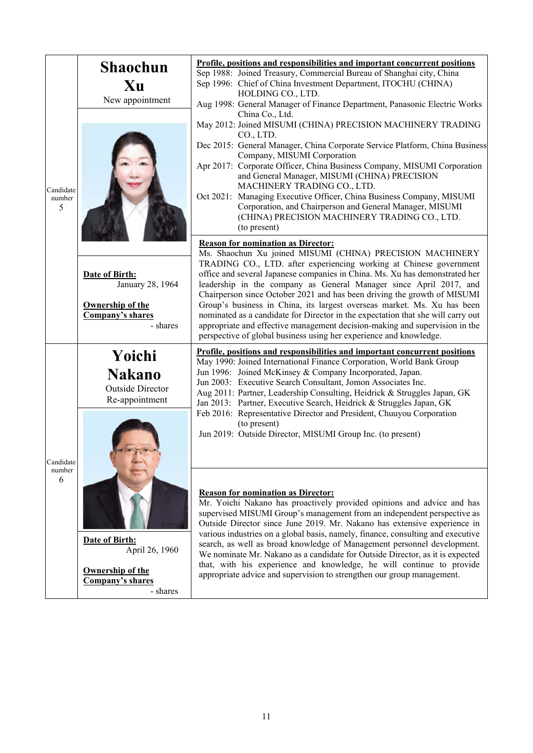## Candidate number 5

### Shaochun Xu

New appointment

**Date of Birth:** January 28, 1964

**Ownership of the Company's shares** - shares

**Profile, positions and responsibilities and important concurrent positions**

- Sep 1988: Joined Treasury, Commercial Bureau of Shanghai city, China
- Sep 1996: Chief of China Investment Department, ITOCHU (CHINA) HOLDING CO., LTD.
- Aug 1998: General Manager of Finance Department, Panasonic Electric Works China Co., Ltd.
- May 2012: Joined MISUMI (CHINA) PRECISION MACHINERY TRADING CO., LTD.
- Dec 2015: General Manager, China Corporate Service Platform, China Business Company, MISUMI Corporation
- Apr 2017: Corporate Officer, China Business Company, MISUMI Corporation and General Manager, MISUMI (CHINA) PRECISION MACHINERY TRADING CO., LTD.
- Oct 2021: Managing Executive Officer, China Business Company, MISUMI Corporation, and Chairperson and General Manager, MISUMI (CHINA) PRECISION MACHINERY TRADING CO., LTD. (to present)

**Reason for nomination as Director:**

Ms. Shaochun Xu joined MISUMI (CHINA) PRECISION MACHINERY TRADING CO., LTD. after experiencing working at Chinese government office and several Japanese companies in China. Ms. Xu has demonstrated her leadership in the company as General Manager since April 2017, and Chairperson since October 2021 and has been driving the growth of MISUMI Group's business in China, its largest overseas market. Ms. Xu has been nominated as a candidate for Director in the expectation that she will carry out appropriate and effective management decision-making and supervision in the perspective of global business using her experience and knowledge.

## Candidate number 6

### Yoichi Nakano

Outside Director
Re-appointment

**Date of Birth:** April 26, 1960

**Ownership of the Company's shares** - shares

**Profile, positions and responsibilities and important concurrent positions**

- May 1990: Joined International Finance Corporation, World Bank Group
- Jun 1996: Joined McKinsey & Company Incorporated, Japan.
- Jun 2003: Executive Search Consultant, Jomon Associates Inc.
- Aug 2011: Partner, Leadership Consulting, Heidrick & Struggles Japan, GK
- Jan 2013: Partner, Executive Search, Heidrick & Struggles Japan, GK
- Feb 2016: Representative Director and President, Chuuyou Corporation (to present)
- Jun 2019: Outside Director, MISUMI Group Inc. (to present)

**Reason for nomination as Director:**

Mr. Yoichi Nakano has proactively provided opinions and advice and has supervised MISUMI Group's management from an independent perspective as Outside Director since June 2019. Mr. Nakano has extensive experience in various industries on a global basis, namely, finance, consulting and executive search, as well as broad knowledge of Management personnel development. We nominate Mr. Nakano as a candidate for Outside Director, as it is expected that, with his experience and knowledge, he will continue to provide appropriate advice and supervision to strengthen our group management.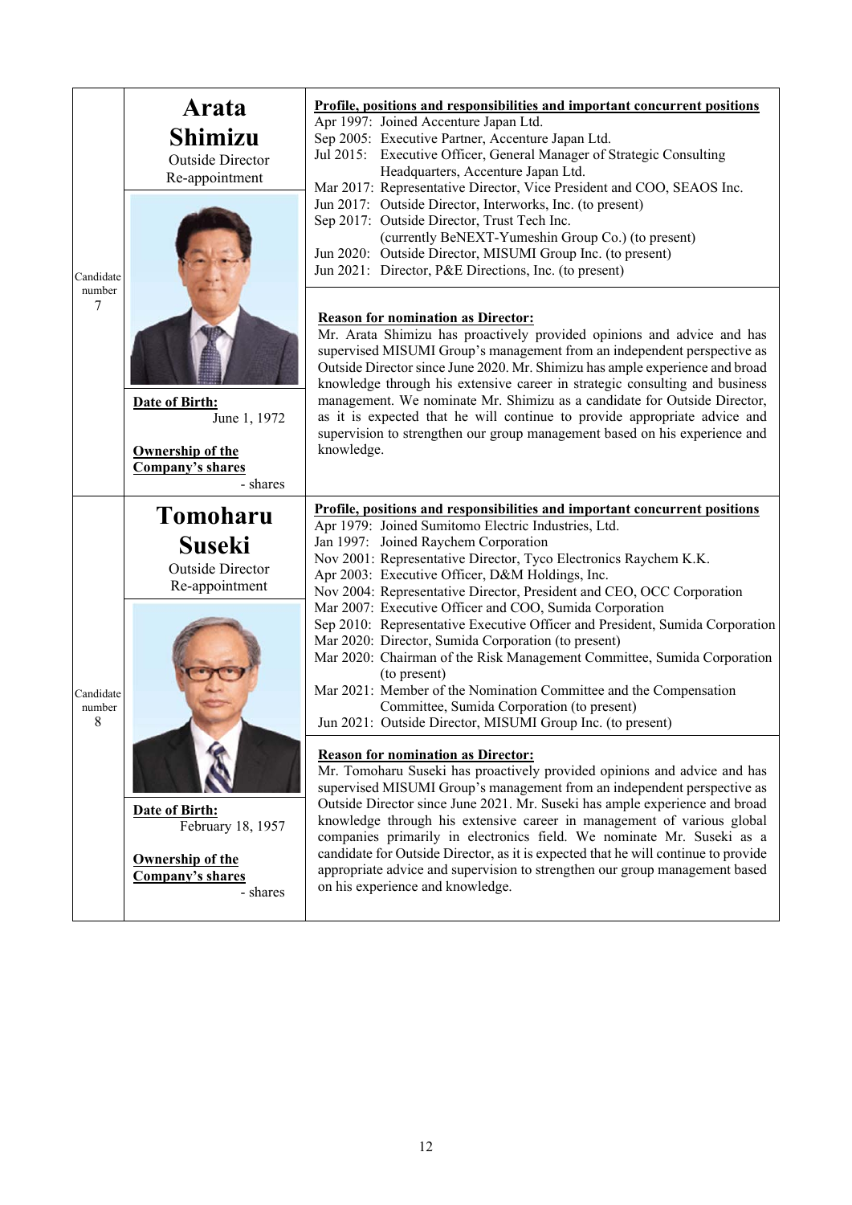## Candidate number 7

### Arata Shimizu

Outside Director
Re-appointment

**Date of Birth:**
June 1, 1972

**Ownership of the Company's shares**
- shares

**Profile, positions and responsibilities and important concurrent positions**

| | |
|---|---|
| Apr 1997: | Joined Accenture Japan Ltd. |
| Sep 2005: | Executive Partner, Accenture Japan Ltd. |
| Jul 2015: | Executive Officer, General Manager of Strategic Consulting Headquarters, Accenture Japan Ltd. |
| Mar 2017: | Representative Director, Vice President and COO, SEAOS Inc. |
| Jun 2017: | Outside Director, Interworks, Inc. (to present) |
| Sep 2017: | Outside Director, Trust Tech Inc. (currently BeNEXT-Yumeshin Group Co.) (to present) |
| Jun 2020: | Outside Director, MISUMI Group Inc. (to present) |
| Jun 2021: | Director, P&E Directions, Inc. (to present) |

**Reason for nomination as Director:**

Mr. Arata Shimizu has proactively provided opinions and advice and has supervised MISUMI Group's management from an independent perspective as Outside Director since June 2020. Mr. Shimizu has ample experience and broad knowledge through his extensive career in strategic consulting and business management. We nominate Mr. Shimizu as a candidate for Outside Director, as it is expected that he will continue to provide appropriate advice and supervision to strengthen our group management based on his experience and knowledge.

## Candidate number 8

### Tomoharu Suseki

Outside Director
Re-appointment

**Date of Birth:**
February 18, 1957

**Ownership of the Company's shares**
- shares

**Profile, positions and responsibilities and important concurrent positions**

| | |
|---|---|
| Apr 1979: | Joined Sumitomo Electric Industries, Ltd. |
| Jan 1997: | Joined Raychem Corporation |
| Nov 2001: | Representative Director, Tyco Electronics Raychem K.K. |
| Apr 2003: | Executive Officer, D&M Holdings, Inc. |
| Nov 2004: | Representative Director, President and CEO, OCC Corporation |
| Mar 2007: | Executive Officer and COO, Sumida Corporation |
| Sep 2010: | Representative Executive Officer and President, Sumida Corporation |
| Mar 2020: | Director, Sumida Corporation (to present) |
| Mar 2020: | Chairman of the Risk Management Committee, Sumida Corporation (to present) |
| Mar 2021: | Member of the Nomination Committee and the Compensation Committee, Sumida Corporation (to present) |
| Jun 2021: | Outside Director, MISUMI Group Inc. (to present) |

**Reason for nomination as Director:**

Mr. Tomoharu Suseki has proactively provided opinions and advice and has supervised MISUMI Group's management from an independent perspective as Outside Director since June 2021. Mr. Suseki has ample experience and broad knowledge through his extensive career in management of various global companies primarily in electronics field. We nominate Mr. Suseki as a candidate for Outside Director, as it is expected that he will continue to provide appropriate advice and supervision to strengthen our group management based on his experience and knowledge.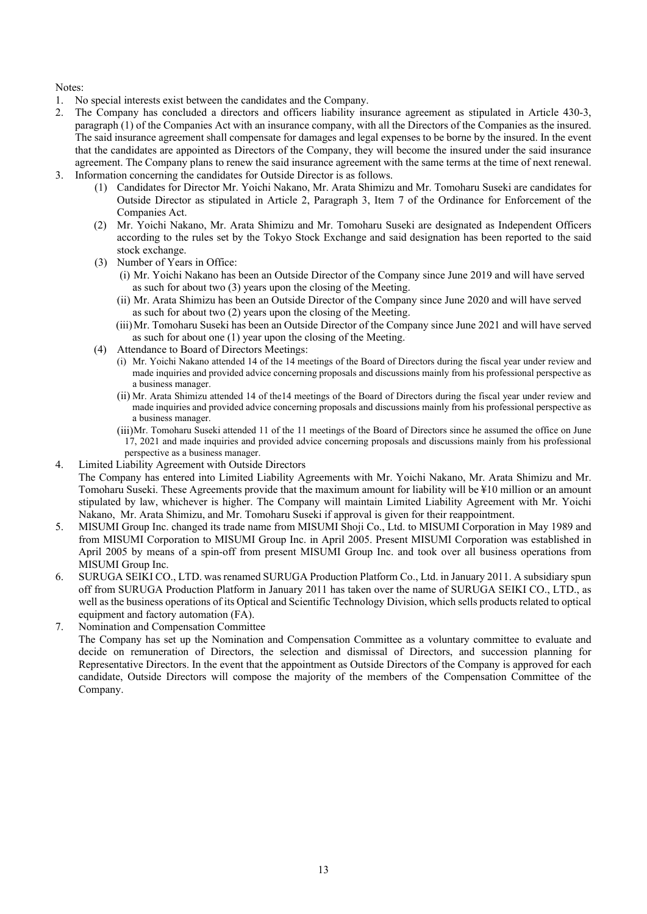Notes:

1. No special interests exist between the candidates and the Company.
2. The Company has concluded a directors and officers liability insurance agreement as stipulated in Article 430-3, paragraph (1) of the Companies Act with an insurance company, with all the Directors of the Companies as the insured. The said insurance agreement shall compensate for damages and legal expenses to be borne by the insured. In the event that the candidates are appointed as Directors of the Company, they will become the insured under the said insurance agreement. The Company plans to renew the said insurance agreement with the same terms at the time of next renewal.
3. Information concerning the candidates for Outside Director is as follows.
   (1) Candidates for Director Mr. Yoichi Nakano, Mr. Arata Shimizu and Mr. Tomoharu Suseki are candidates for Outside Director as stipulated in Article 2, Paragraph 3, Item 7 of the Ordinance for Enforcement of the Companies Act.
   (2) Mr. Yoichi Nakano, Mr. Arata Shimizu and Mr. Tomoharu Suseki are designated as Independent Officers according to the rules set by the Tokyo Stock Exchange and said designation has been reported to the said stock exchange.
   (3) Number of Years in Office:
      (i) Mr. Yoichi Nakano has been an Outside Director of the Company since June 2019 and will have served as such for about two (3) years upon the closing of the Meeting.
      (ii) Mr. Arata Shimizu has been an Outside Director of the Company since June 2020 and will have served as such for about two (2) years upon the closing of the Meeting.
      (iii) Mr. Tomoharu Suseki has been an Outside Director of the Company since June 2021 and will have served as such for about one (1) year upon the closing of the Meeting.
   (4) Attendance to Board of Directors Meetings:
      (i) Mr. Yoichi Nakano attended 14 of the 14 meetings of the Board of Directors during the fiscal year under review and made inquiries and provided advice concerning proposals and discussions mainly from his professional perspective as a business manager.
      (ii) Mr. Arata Shimizu attended 14 of the14 meetings of the Board of Directors during the fiscal year under review and made inquiries and provided advice concerning proposals and discussions mainly from his professional perspective as a business manager.
      (iii) Mr. Tomoharu Suseki attended 11 of the 11 meetings of the Board of Directors since he assumed the office on June 17, 2021 and made inquiries and provided advice concerning proposals and discussions mainly from his professional perspective as a business manager.
4. Limited Liability Agreement with Outside Directors
   The Company has entered into Limited Liability Agreements with Mr. Yoichi Nakano, Mr. Arata Shimizu and Mr. Tomoharu Suseki. These Agreements provide that the maximum amount for liability will be ¥10 million or an amount stipulated by law, whichever is higher. The Company will maintain Limited Liability Agreement with Mr. Yoichi Nakano, Mr. Arata Shimizu, and Mr. Tomoharu Suseki if approval is given for their reappointment.
5. MISUMI Group Inc. changed its trade name from MISUMI Shoji Co., Ltd. to MISUMI Corporation in May 1989 and from MISUMI Corporation to MISUMI Group Inc. in April 2005. Present MISUMI Corporation was established in April 2005 by means of a spin-off from present MISUMI Group Inc. and took over all business operations from MISUMI Group Inc.
6. SURUGA SEIKI CO., LTD. was renamed SURUGA Production Platform Co., Ltd. in January 2011. A subsidiary spun off from SURUGA Production Platform in January 2011 has taken over the name of SURUGA SEIKI CO., LTD., as well as the business operations of its Optical and Scientific Technology Division, which sells products related to optical equipment and factory automation (FA).
7. Nomination and Compensation Committee
   The Company has set up the Nomination and Compensation Committee as a voluntary committee to evaluate and decide on remuneration of Directors, the selection and dismissal of Directors, and succession planning for Representative Directors. In the event that the appointment as Outside Directors of the Company is approved for each candidate, Outside Directors will compose the majority of the members of the Compensation Committee of the Company.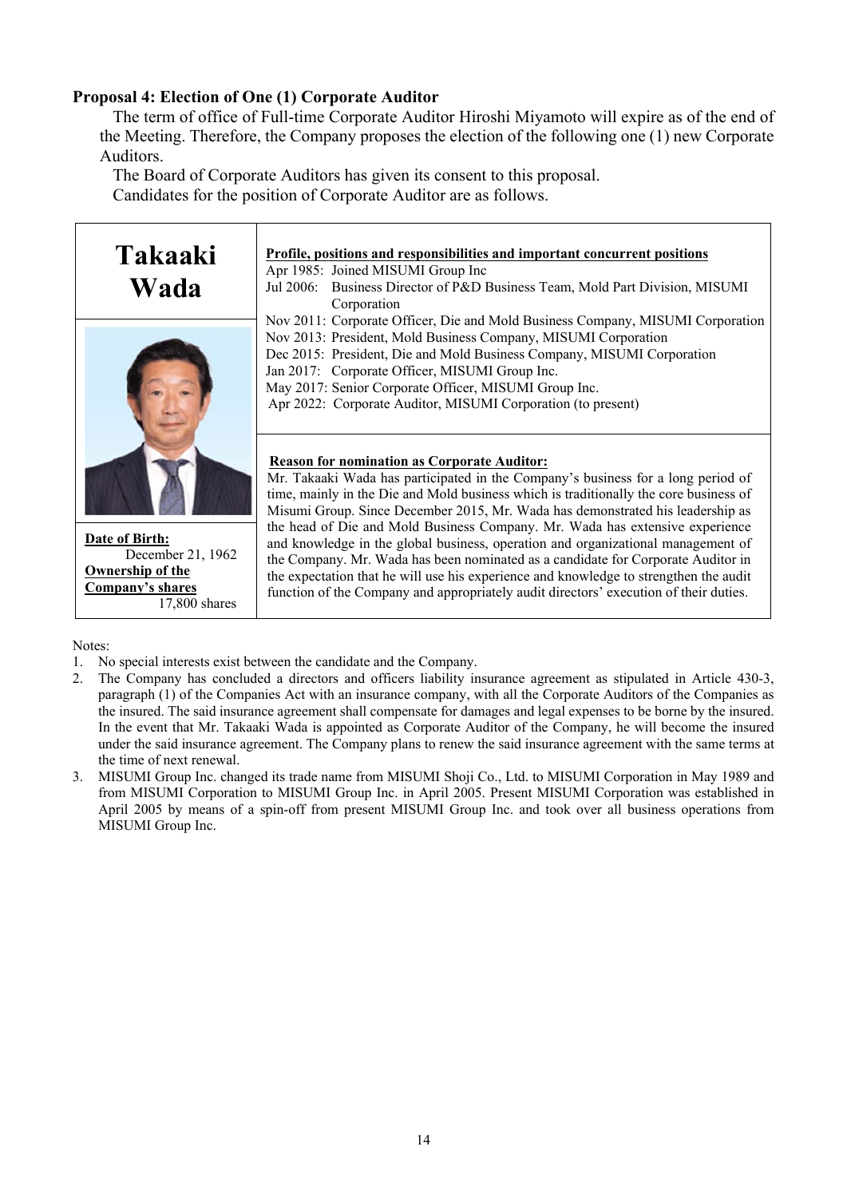### Proposal 4: Election of One (1) Corporate Auditor

The term of office of Full-time Corporate Auditor Hiroshi Miyamoto will expire as of the end of the Meeting. Therefore, the Company proposes the election of the following one (1) new Corporate Auditors.

The Board of Corporate Auditors has given its consent to this proposal.

Candidates for the position of Corporate Auditor are as follows.

| **Takaaki Wada** | **Profile, positions and responsibilities and important concurrent positions** |
|---|---|
| **Date of Birth:** December 21, 1962<br>**Ownership of the Company's shares** 17,800 shares | Apr 1985: Joined MISUMI Group Inc<br>Jul 2006: Business Director of P&D Business Team, Mold Part Division, MISUMI Corporation<br>Nov 2011: Corporate Officer, Die and Mold Business Company, MISUMI Corporation<br>Nov 2013: President, Mold Business Company, MISUMI Corporation<br>Dec 2015: President, Die and Mold Business Company, MISUMI Corporation<br>Jan 2017: Corporate Officer, MISUMI Group Inc.<br>May 2017: Senior Corporate Officer, MISUMI Group Inc.<br>Apr 2022: Corporate Auditor, MISUMI Corporation (to present)<br><br>**Reason for nomination as Corporate Auditor:**<br>Mr. Takaaki Wada has participated in the Company's business for a long period of time, mainly in the Die and Mold business which is traditionally the core business of Misumi Group. Since December 2015, Mr. Wada has demonstrated his leadership as the head of Die and Mold Business Company. Mr. Wada has extensive experience and knowledge in the global business, operation and organizational management of the Company. Mr. Wada has been nominated as a candidate for Corporate Auditor in the expectation that he will use his experience and knowledge to strengthen the audit function of the Company and appropriately audit directors' execution of their duties. |

Notes:

1. No special interests exist between the candidate and the Company.
2. The Company has concluded a directors and officers liability insurance agreement as stipulated in Article 430-3, paragraph (1) of the Companies Act with an insurance company, with all the Corporate Auditors of the Companies as the insured. The said insurance agreement shall compensate for damages and legal expenses to be borne by the insured. In the event that Mr. Takaaki Wada is appointed as Corporate Auditor of the Company, he will become the insured under the said insurance agreement. The Company plans to renew the said insurance agreement with the same terms at the time of next renewal.
3. MISUMI Group Inc. changed its trade name from MISUMI Shoji Co., Ltd. to MISUMI Corporation in May 1989 and from MISUMI Corporation to MISUMI Group Inc. in April 2005. Present MISUMI Corporation was established in April 2005 by means of a spin-off from present MISUMI Group Inc. and took over all business operations from MISUMI Group Inc.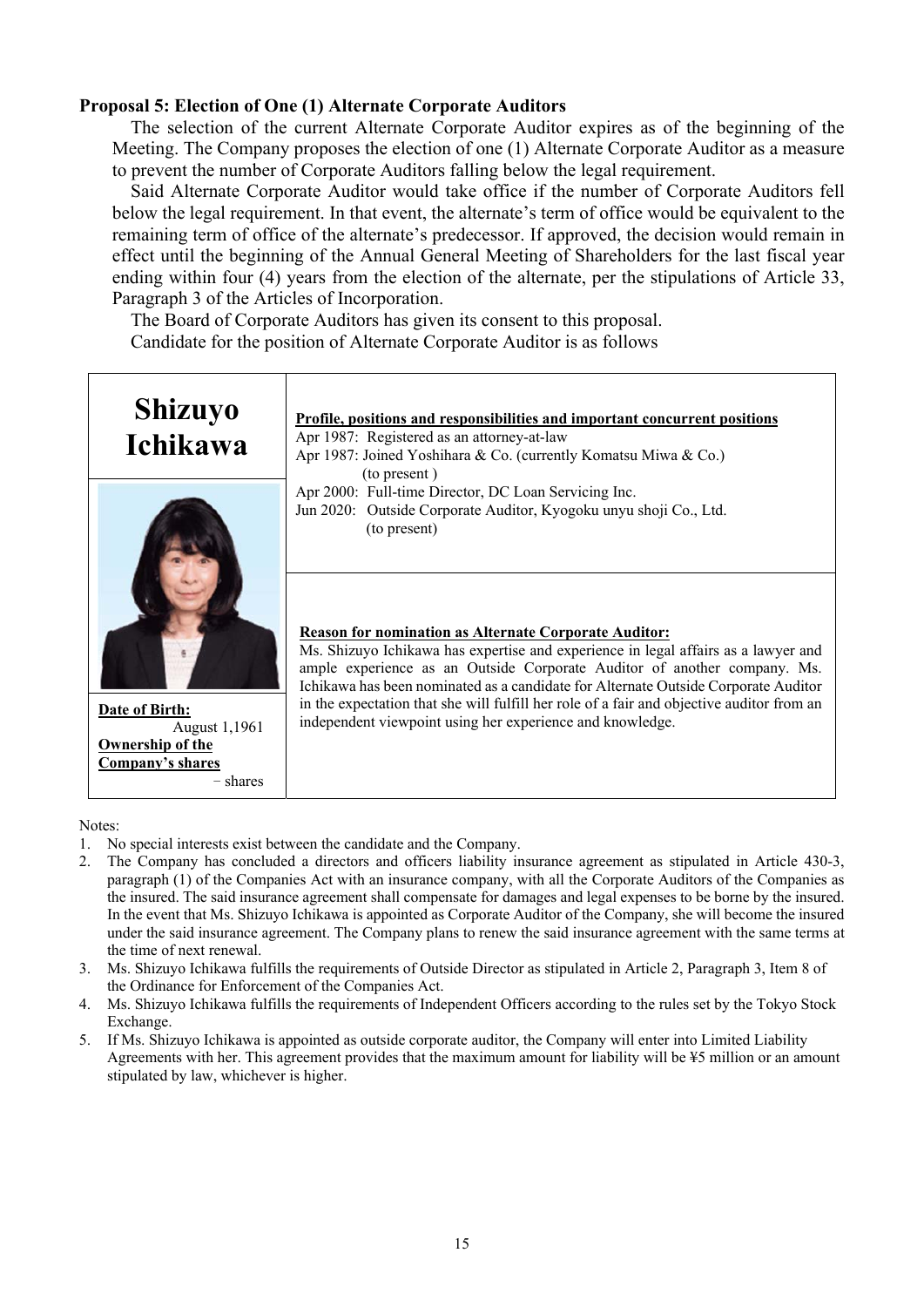### Proposal 5: Election of One (1) Alternate Corporate Auditors

The selection of the current Alternate Corporate Auditor expires as of the beginning of the Meeting. The Company proposes the election of one (1) Alternate Corporate Auditor as a measure to prevent the number of Corporate Auditors falling below the legal requirement.

Said Alternate Corporate Auditor would take office if the number of Corporate Auditors fell below the legal requirement. In that event, the alternate's term of office would be equivalent to the remaining term of office of the alternate's predecessor. If approved, the decision would remain in effect until the beginning of the Annual General Meeting of Shareholders for the last fiscal year ending within four (4) years from the election of the alternate, per the stipulations of Article 33, Paragraph 3 of the Articles of Incorporation.

The Board of Corporate Auditors has given its consent to this proposal.

Candidate for the position of Alternate Corporate Auditor is as follows

| **Shizuyo Ichikawa** | **Profile, positions and responsibilities and important concurrent positions**<br>Apr 1987: Registered as an attorney-at-law<br>Apr 1987: Joined Yoshihara & Co. (currently Komatsu Miwa & Co.) (to present )<br>Apr 2000: Full-time Director, DC Loan Servicing Inc.<br>Jun 2020: Outside Corporate Auditor, Kyogoku unyu shoji Co., Ltd. (to present) |
|---|---|
| **Date of Birth:** August 1,1961<br>**Ownership of the Company's shares** − shares | **Reason for nomination as Alternate Corporate Auditor:**<br>Ms. Shizuyo Ichikawa has expertise and experience in legal affairs as a lawyer and ample experience as an Outside Corporate Auditor of another company. Ms. Ichikawa has been nominated as a candidate for Alternate Outside Corporate Auditor in the expectation that she will fulfill her role of a fair and objective auditor from an independent viewpoint using her experience and knowledge. |

Notes:

1. No special interests exist between the candidate and the Company.
2. The Company has concluded a directors and officers liability insurance agreement as stipulated in Article 430-3, paragraph (1) of the Companies Act with an insurance company, with all the Corporate Auditors of the Companies as the insured. The said insurance agreement shall compensate for damages and legal expenses to be borne by the insured. In the event that Ms. Shizuyo Ichikawa is appointed as Corporate Auditor of the Company, she will become the insured under the said insurance agreement. The Company plans to renew the said insurance agreement with the same terms at the time of next renewal.
3. Ms. Shizuyo Ichikawa fulfills the requirements of Outside Director as stipulated in Article 2, Paragraph 3, Item 8 of the Ordinance for Enforcement of the Companies Act.
4. Ms. Shizuyo Ichikawa fulfills the requirements of Independent Officers according to the rules set by the Tokyo Stock Exchange.
5. If Ms. Shizuyo Ichikawa is appointed as outside corporate auditor, the Company will enter into Limited Liability Agreements with her. This agreement provides that the maximum amount for liability will be ¥5 million or an amount stipulated by law, whichever is higher.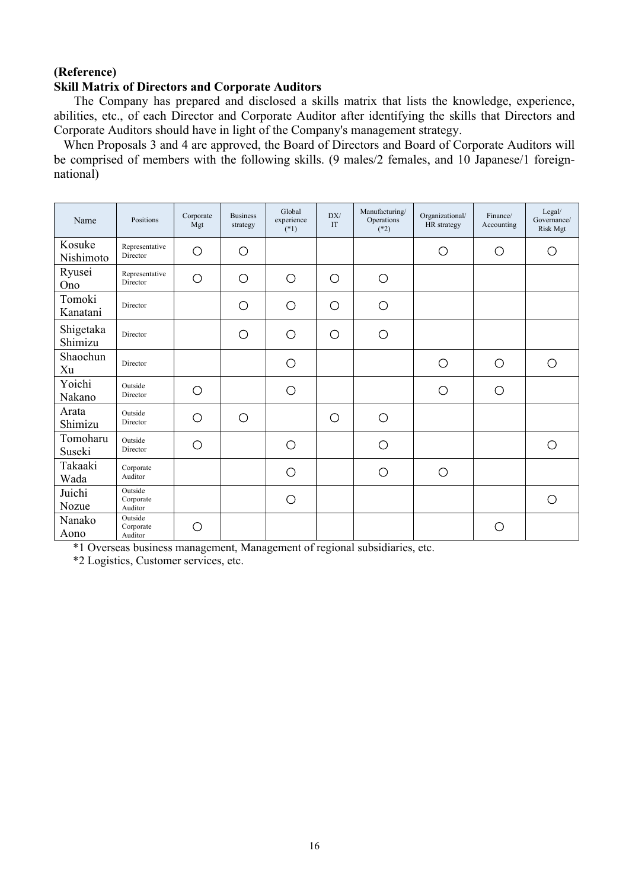**(Reference)**

**Skill Matrix of Directors and Corporate Auditors**

The Company has prepared and disclosed a skills matrix that lists the knowledge, experience, abilities, etc., of each Director and Corporate Auditor after identifying the skills that Directors and Corporate Auditors should have in light of the Company's management strategy.

When Proposals 3 and 4 are approved, the Board of Directors and Board of Corporate Auditors will be comprised of members with the following skills. (9 males/2 females, and 10 Japanese/1 foreign-national)

| Name | Positions | Corporate Mgt | Business strategy | Global experience (*1) | DX/ IT | Manufacturing/ Operations (*2) | Organizational/ HR strategy | Finance/ Accounting | Legal/ Governance/ Risk Mgt |
|---|---|---|---|---|---|---|---|---|---|
| Kosuke Nishimoto | Representative Director | ○ | ○ | | | | ○ | ○ | ○ |
| Ryusei Ono | Representative Director | ○ | ○ | ○ | ○ | ○ | | | |
| Tomoki Kanatani | Director | | ○ | ○ | ○ | ○ | | | |
| Shigetaka Shimizu | Director | | ○ | ○ | ○ | ○ | | | |
| Shaochun Xu | Director | | | ○ | | | ○ | ○ | ○ |
| Yoichi Nakano | Outside Director | ○ | | ○ | | | ○ | ○ | |
| Arata Shimizu | Outside Director | ○ | ○ | | ○ | ○ | | | |
| Tomoharu Suseki | Outside Director | ○ | | ○ | | ○ | | | ○ |
| Takaaki Wada | Corporate Auditor | | | ○ | | ○ | ○ | | |
| Juichi Nozue | Outside Corporate Auditor | | | ○ | | | | | ○ |
| Nanako Aono | Outside Corporate Auditor | ○ | | | | | | ○ | |

*1 Overseas business management, Management of regional subsidiaries, etc.

*2 Logistics, Customer services, etc.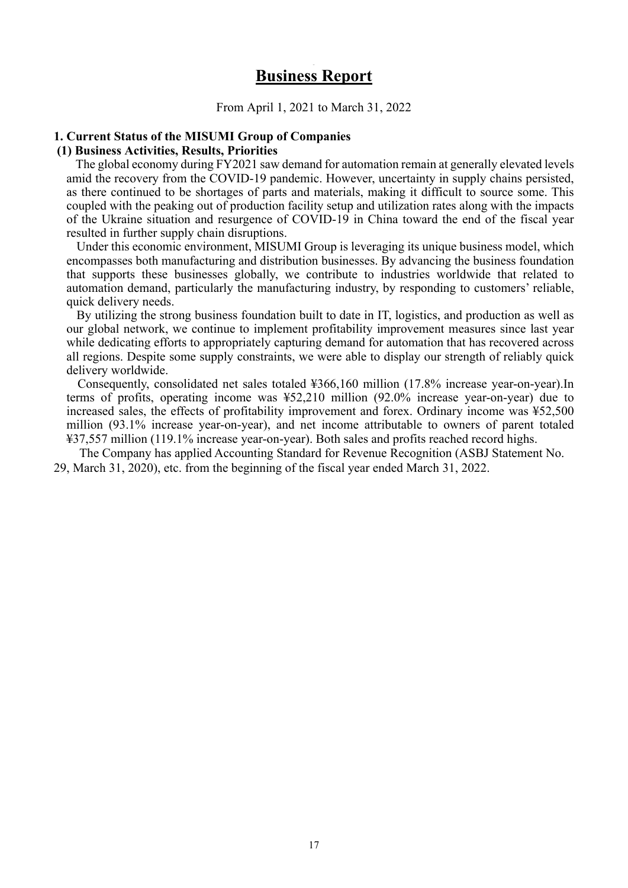# Business Report

From April 1, 2021 to March 31, 2022

## 1. Current Status of the MISUMI Group of Companies

### (1) Business Activities, Results, Priorities

The global economy during FY2021 saw demand for automation remain at generally elevated levels amid the recovery from the COVID-19 pandemic. However, uncertainty in supply chains persisted, as there continued to be shortages of parts and materials, making it difficult to source some. This coupled with the peaking out of production facility setup and utilization rates along with the impacts of the Ukraine situation and resurgence of COVID-19 in China toward the end of the fiscal year resulted in further supply chain disruptions.

Under this economic environment, MISUMI Group is leveraging its unique business model, which encompasses both manufacturing and distribution businesses. By advancing the business foundation that supports these businesses globally, we contribute to industries worldwide that related to automation demand, particularly the manufacturing industry, by responding to customers' reliable, quick delivery needs.

By utilizing the strong business foundation built to date in IT, logistics, and production as well as our global network, we continue to implement profitability improvement measures since last year while dedicating efforts to appropriately capturing demand for automation that has recovered across all regions. Despite some supply constraints, we were able to display our strength of reliably quick delivery worldwide.

Consequently, consolidated net sales totaled ¥366,160 million (17.8% increase year-on-year).In terms of profits, operating income was ¥52,210 million (92.0% increase year-on-year) due to increased sales, the effects of profitability improvement and forex. Ordinary income was ¥52,500 million (93.1% increase year-on-year), and net income attributable to owners of parent totaled ¥37,557 million (119.1% increase year-on-year). Both sales and profits reached record highs.

The Company has applied Accounting Standard for Revenue Recognition (ASBJ Statement No. 29, March 31, 2020), etc. from the beginning of the fiscal year ended March 31, 2022.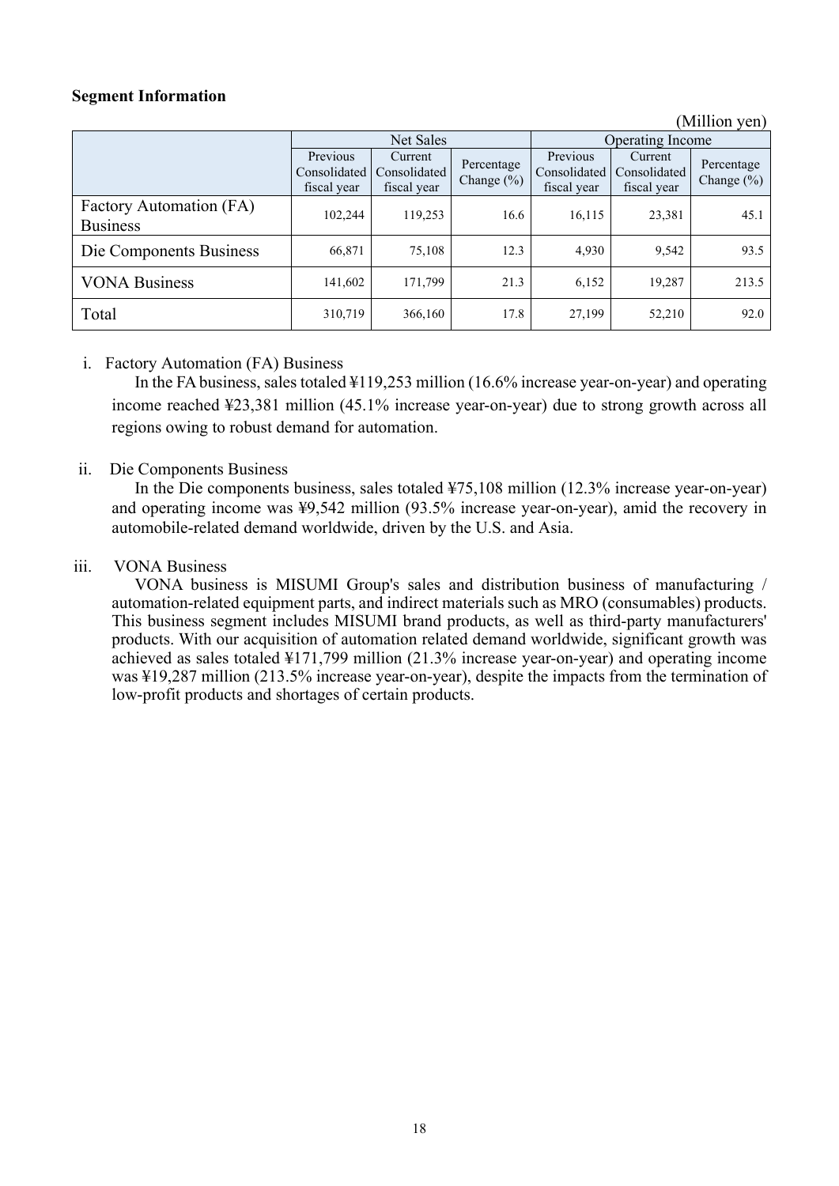**Segment Information**

(Million yen)

| | Net Sales | | | Operating Income | | |
|---|---|---|---|---|---|---|
| | Previous Consolidated fiscal year | Current Consolidated fiscal year | Percentage Change (%) | Previous Consolidated fiscal year | Current Consolidated fiscal year | Percentage Change (%) |
| Factory Automation (FA) Business | 102,244 | 119,253 | 16.6 | 16,115 | 23,381 | 45.1 |
| Die Components Business | 66,871 | 75,108 | 12.3 | 4,930 | 9,542 | 93.5 |
| VONA Business | 141,602 | 171,799 | 21.3 | 6,152 | 19,287 | 213.5 |
| Total | 310,719 | 366,160 | 17.8 | 27,199 | 52,210 | 92.0 |

i. Factory Automation (FA) Business

In the FA business, sales totaled ¥119,253 million (16.6% increase year-on-year) and operating income reached ¥23,381 million (45.1% increase year-on-year) due to strong growth across all regions owing to robust demand for automation.

ii. Die Components Business

In the Die components business, sales totaled ¥75,108 million (12.3% increase year-on-year) and operating income was ¥9,542 million (93.5% increase year-on-year), amid the recovery in automobile-related demand worldwide, driven by the U.S. and Asia.

iii. VONA Business

VONA business is MISUMI Group's sales and distribution business of manufacturing / automation-related equipment parts, and indirect materials such as MRO (consumables) products. This business segment includes MISUMI brand products, as well as third-party manufacturers' products. With our acquisition of automation related demand worldwide, significant growth was achieved as sales totaled ¥171,799 million (21.3% increase year-on-year) and operating income was ¥19,287 million (213.5% increase year-on-year), despite the impacts from the termination of low-profit products and shortages of certain products.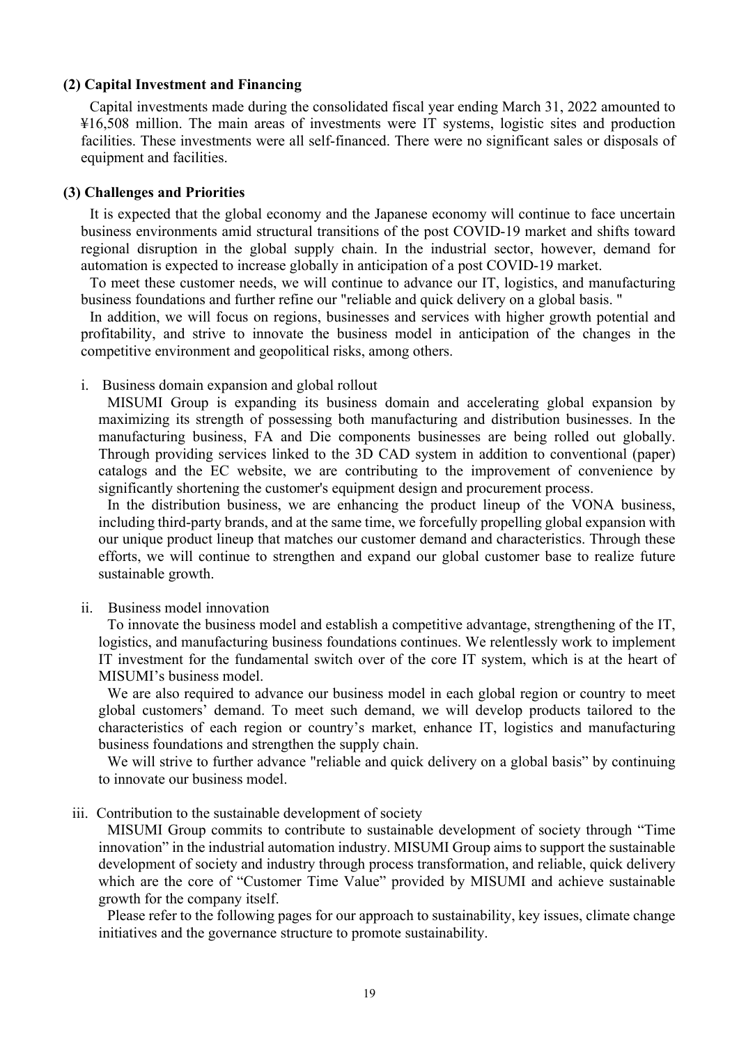### (2) Capital Investment and Financing

Capital investments made during the consolidated fiscal year ending March 31, 2022 amounted to ¥16,508 million. The main areas of investments were IT systems, logistic sites and production facilities. These investments were all self-financed. There were no significant sales or disposals of equipment and facilities.

### (3) Challenges and Priorities

It is expected that the global economy and the Japanese economy will continue to face uncertain business environments amid structural transitions of the post COVID-19 market and shifts toward regional disruption in the global supply chain. In the industrial sector, however, demand for automation is expected to increase globally in anticipation of a post COVID-19 market.

To meet these customer needs, we will continue to advance our IT, logistics, and manufacturing business foundations and further refine our "reliable and quick delivery on a global basis. "

In addition, we will focus on regions, businesses and services with higher growth potential and profitability, and strive to innovate the business model in anticipation of the changes in the competitive environment and geopolitical risks, among others.

i. Business domain expansion and global rollout

MISUMI Group is expanding its business domain and accelerating global expansion by maximizing its strength of possessing both manufacturing and distribution businesses. In the manufacturing business, FA and Die components businesses are being rolled out globally. Through providing services linked to the 3D CAD system in addition to conventional (paper) catalogs and the EC website, we are contributing to the improvement of convenience by significantly shortening the customer's equipment design and procurement process.

In the distribution business, we are enhancing the product lineup of the VONA business, including third-party brands, and at the same time, we forcefully propelling global expansion with our unique product lineup that matches our customer demand and characteristics. Through these efforts, we will continue to strengthen and expand our global customer base to realize future sustainable growth.

ii. Business model innovation

To innovate the business model and establish a competitive advantage, strengthening of the IT, logistics, and manufacturing business foundations continues. We relentlessly work to implement IT investment for the fundamental switch over of the core IT system, which is at the heart of MISUMI's business model.

We are also required to advance our business model in each global region or country to meet global customers' demand. To meet such demand, we will develop products tailored to the characteristics of each region or country's market, enhance IT, logistics and manufacturing business foundations and strengthen the supply chain.

We will strive to further advance "reliable and quick delivery on a global basis" by continuing to innovate our business model.

iii. Contribution to the sustainable development of society

MISUMI Group commits to contribute to sustainable development of society through "Time innovation" in the industrial automation industry. MISUMI Group aims to support the sustainable development of society and industry through process transformation, and reliable, quick delivery which are the core of "Customer Time Value" provided by MISUMI and achieve sustainable growth for the company itself.

Please refer to the following pages for our approach to sustainability, key issues, climate change initiatives and the governance structure to promote sustainability.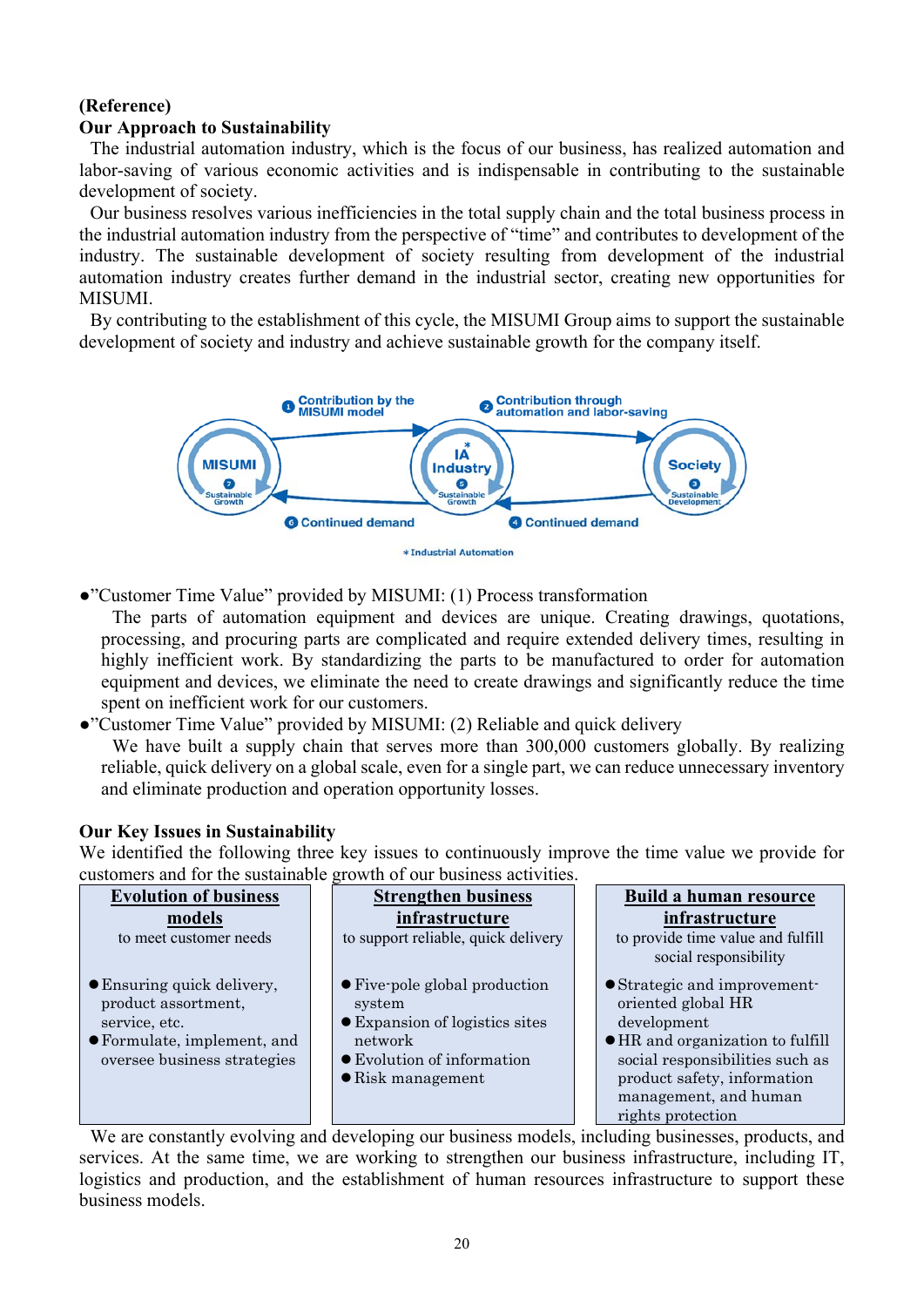**(Reference)**

**Our Approach to Sustainability**

The industrial automation industry, which is the focus of our business, has realized automation and labor-saving of various economic activities and is indispensable in contributing to the sustainable development of society.

Our business resolves various inefficiencies in the total supply chain and the total business process in the industrial automation industry from the perspective of "time" and contributes to development of the industry. The sustainable development of society resulting from development of the industrial automation industry creates further demand in the industrial sector, creating new opportunities for MISUMI.

By contributing to the establishment of this cycle, the MISUMI Group aims to support the sustainable development of society and industry and achieve sustainable growth for the company itself.

① Contribution by the MISUMI model
② Contribution through automation and labor-saving
MISUMI ⑦ Sustainable Growth
IA* Industry ⑤ Sustainable Growth
Society ③ Sustainable Development
⑥ Continued demand
④ Continued demand
*Industrial Automation

- "Customer Time Value" provided by MISUMI: (1) Process transformation

  The parts of automation equipment and devices are unique. Creating drawings, quotations, processing, and procuring parts are complicated and require extended delivery times, resulting in highly inefficient work. By standardizing the parts to be manufactured to order for automation equipment and devices, we eliminate the need to create drawings and significantly reduce the time spent on inefficient work for our customers.

- "Customer Time Value" provided by MISUMI: (2) Reliable and quick delivery

  We have built a supply chain that serves more than 300,000 customers globally. By realizing reliable, quick delivery on a global scale, even for a single part, we can reduce unnecessary inventory and eliminate production and operation opportunity losses.

**Our Key Issues in Sustainability**

We identified the following three key issues to continuously improve the time value we provide for customers and for the sustainable growth of our business activities.

| **Evolution of business models** to meet customer needs | **Strengthen business infrastructure** to support reliable, quick delivery | **Build a human resource infrastructure** to provide time value and fulfill social responsibility |
|---|---|---|
| ● Ensuring quick delivery, product assortment, service, etc.<br>● Formulate, implement, and oversee business strategies | ● Five-pole global production system<br>● Expansion of logistics sites network<br>● Evolution of information<br>● Risk management | ● Strategic and improvement-oriented global HR development<br>● HR and organization to fulfill social responsibilities such as product safety, information management, and human rights protection |

We are constantly evolving and developing our business models, including businesses, products, and services. At the same time, we are working to strengthen our business infrastructure, including IT, logistics and production, and the establishment of human resources infrastructure to support these business models.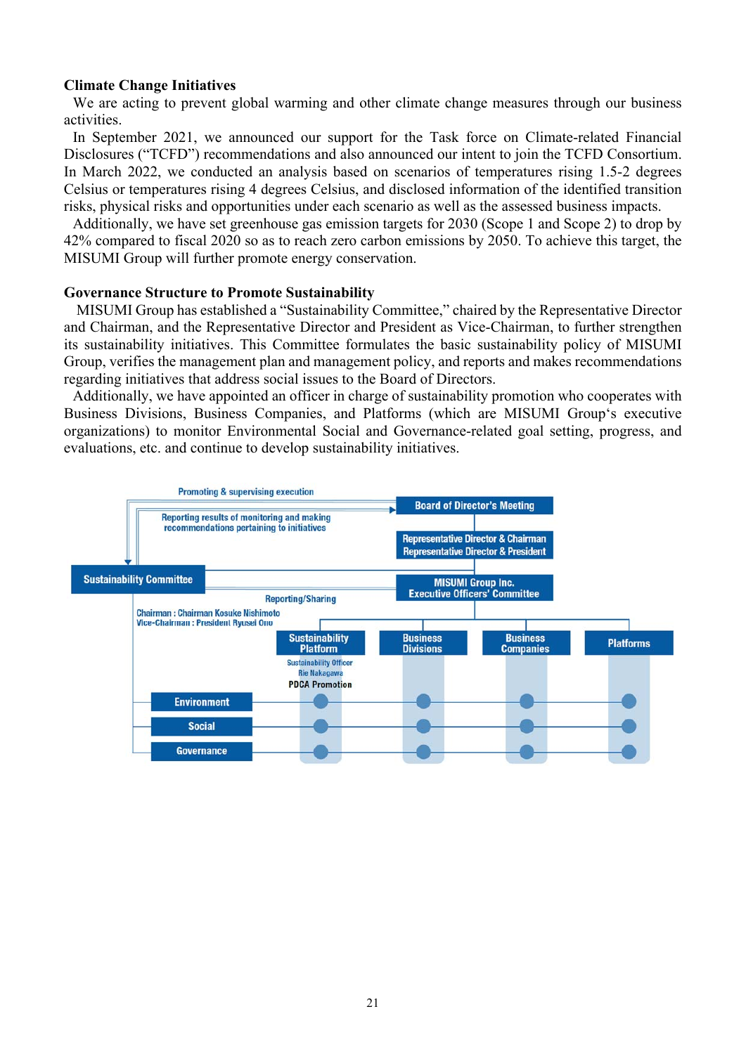**Climate Change Initiatives**

We are acting to prevent global warming and other climate change measures through our business activities.

In September 2021, we announced our support for the Task force on Climate-related Financial Disclosures ("TCFD") recommendations and also announced our intent to join the TCFD Consortium. In March 2022, we conducted an analysis based on scenarios of temperatures rising 1.5-2 degrees Celsius or temperatures rising 4 degrees Celsius, and disclosed information of the identified transition risks, physical risks and opportunities under each scenario as well as the assessed business impacts.

Additionally, we have set greenhouse gas emission targets for 2030 (Scope 1 and Scope 2) to drop by 42% compared to fiscal 2020 so as to reach zero carbon emissions by 2050. To achieve this target, the MISUMI Group will further promote energy conservation.

**Governance Structure to Promote Sustainability**

MISUMI Group has established a "Sustainability Committee," chaired by the Representative Director and Chairman, and the Representative Director and President as Vice-Chairman, to further strengthen its sustainability initiatives. This Committee formulates the basic sustainability policy of MISUMI Group, verifies the management plan and management policy, and reports and makes recommendations regarding initiatives that address social issues to the Board of Directors.

Additionally, we have appointed an officer in charge of sustainability promotion who cooperates with Business Divisions, Business Companies, and Platforms (which are MISUMI Group's executive organizations) to monitor Environmental Social and Governance-related goal setting, progress, and evaluations, etc. and continue to develop sustainability initiatives.

Promoting & supervising execution

Board of Director's Meeting

Reporting results of monitoring and making recommendations pertaining to initiatives

Representative Director & Chairman
Representative Director & President

Sustainability Committee

MISUMI Group Inc. Executive Officers' Committee

Reporting/Sharing

Chairman : Chairman Kosuke Nishimoto
Vice-Chairman : President Ryusei Ono

Sustainability Platform | Business Divisions | Business Companies | Platforms

Sustainability Officer Rie Nakagawa
PDCA Promotion

Environment

Social

Governance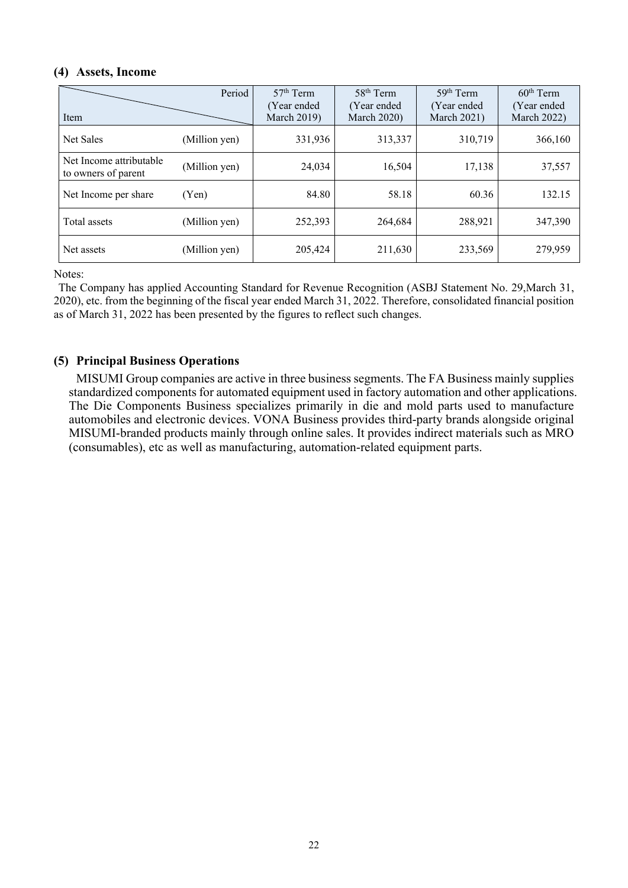### (4) Assets, Income

| Item | Period | 57th Term (Year ended March 2019) | 58th Term (Year ended March 2020) | 59th Term (Year ended March 2021) | 60th Term (Year ended March 2022) |
|---|---|---|---|---|---|
| Net Sales | (Million yen) | 331,936 | 313,337 | 310,719 | 366,160 |
| Net Income attributable to owners of parent | (Million yen) | 24,034 | 16,504 | 17,138 | 37,557 |
| Net Income per share | (Yen) | 84.80 | 58.18 | 60.36 | 132.15 |
| Total assets | (Million yen) | 252,393 | 264,684 | 288,921 | 347,390 |
| Net assets | (Million yen) | 205,424 | 211,630 | 233,569 | 279,959 |

Notes:

The Company has applied Accounting Standard for Revenue Recognition (ASBJ Statement No. 29,March 31, 2020), etc. from the beginning of the fiscal year ended March 31, 2022. Therefore, consolidated financial position as of March 31, 2022 has been presented by the figures to reflect such changes.

### (5) Principal Business Operations

MISUMI Group companies are active in three business segments. The FA Business mainly supplies standardized components for automated equipment used in factory automation and other applications. The Die Components Business specializes primarily in die and mold parts used to manufacture automobiles and electronic devices. VONA Business provides third-party brands alongside original MISUMI-branded products mainly through online sales. It provides indirect materials such as MRO (consumables), etc as well as manufacturing, automation-related equipment parts.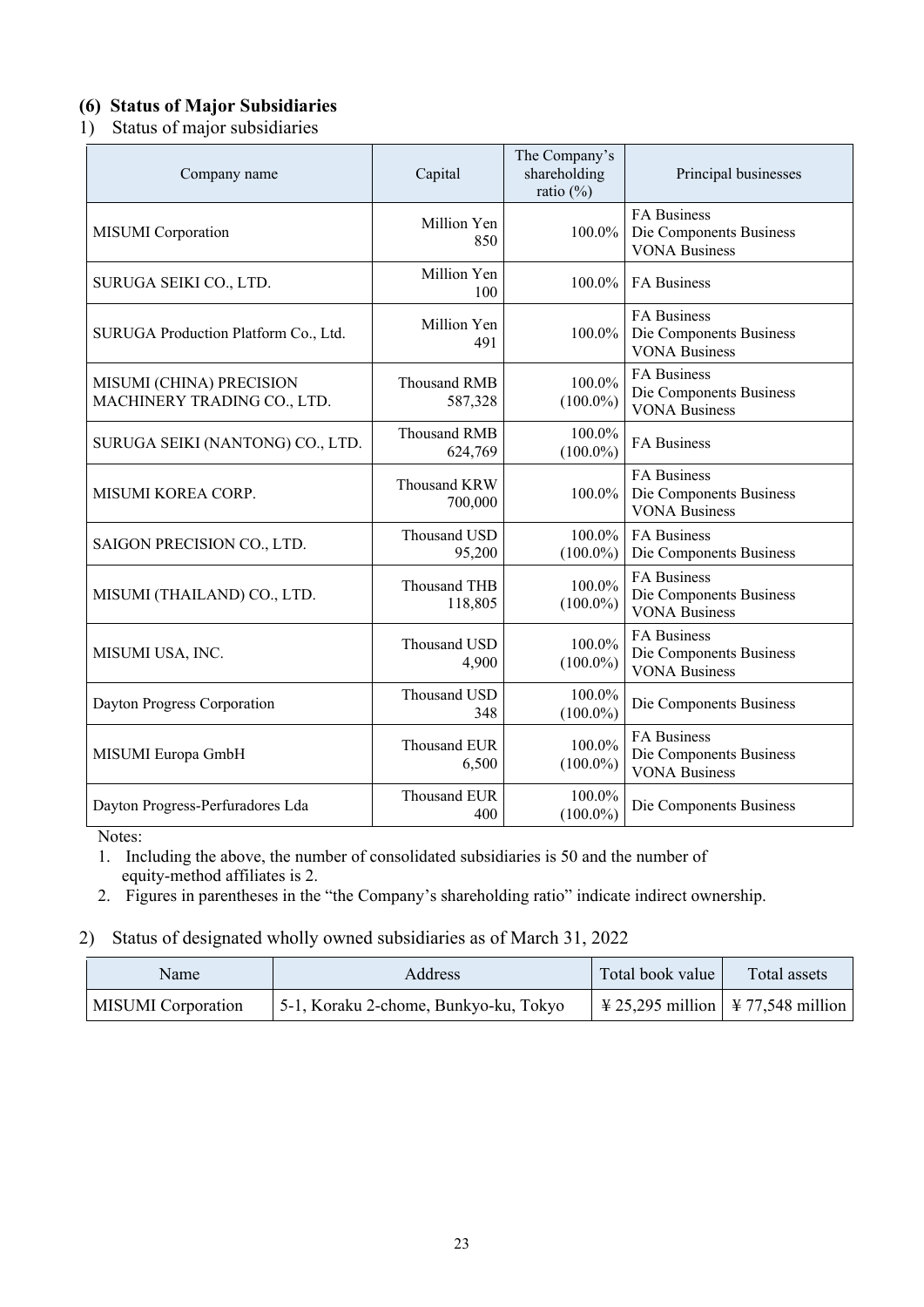### (6) Status of Major Subsidiaries

1) Status of major subsidiaries

| Company name | Capital | The Company's shareholding ratio (%) | Principal businesses |
|---|---|---|---|
| MISUMI Corporation | Million Yen 850 | 100.0% | FA Business<br>Die Components Business<br>VONA Business |
| SURUGA SEIKI CO., LTD. | Million Yen 100 | 100.0% | FA Business |
| SURUGA Production Platform Co., Ltd. | Million Yen 491 | 100.0% | FA Business<br>Die Components Business<br>VONA Business |
| MISUMI (CHINA) PRECISION MACHINERY TRADING CO., LTD. | Thousand RMB 587,328 | 100.0% (100.0%) | FA Business<br>Die Components Business<br>VONA Business |
| SURUGA SEIKI (NANTONG) CO., LTD. | Thousand RMB 624,769 | 100.0% (100.0%) | FA Business |
| MISUMI KOREA CORP. | Thousand KRW 700,000 | 100.0% | FA Business<br>Die Components Business<br>VONA Business |
| SAIGON PRECISION CO., LTD. | Thousand USD 95,200 | 100.0% (100.0%) | FA Business<br>Die Components Business |
| MISUMI (THAILAND) CO., LTD. | Thousand THB 118,805 | 100.0% (100.0%) | FA Business<br>Die Components Business<br>VONA Business |
| MISUMI USA, INC. | Thousand USD 4,900 | 100.0% (100.0%) | FA Business<br>Die Components Business<br>VONA Business |
| Dayton Progress Corporation | Thousand USD 348 | 100.0% (100.0%) | Die Components Business |
| MISUMI Europa GmbH | Thousand EUR 6,500 | 100.0% (100.0%) | FA Business<br>Die Components Business<br>VONA Business |
| Dayton Progress-Perfuradores Lda | Thousand EUR 400 | 100.0% (100.0%) | Die Components Business |

Notes:

1. Including the above, the number of consolidated subsidiaries is 50 and the number of equity-method affiliates is 2.
2. Figures in parentheses in the "the Company's shareholding ratio" indicate indirect ownership.

2) Status of designated wholly owned subsidiaries as of March 31, 2022

| Name | Address | Total book value | Total assets |
|---|---|---|---|
| MISUMI Corporation | 5-1, Koraku 2-chome, Bunkyo-ku, Tokyo | ¥ 25,295 million | ¥ 77,548 million |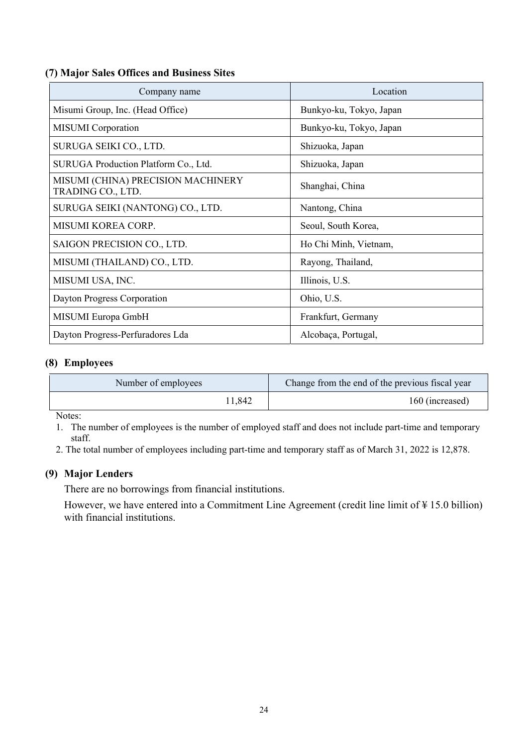### (7) Major Sales Offices and Business Sites

| Company name | Location |
|---|---|
| Misumi Group, Inc. (Head Office) | Bunkyo-ku, Tokyo, Japan |
| MISUMI Corporation | Bunkyo-ku, Tokyo, Japan |
| SURUGA SEIKI CO., LTD. | Shizuoka, Japan |
| SURUGA Production Platform Co., Ltd. | Shizuoka, Japan |
| MISUMI (CHINA) PRECISION MACHINERY TRADING CO., LTD. | Shanghai, China |
| SURUGA SEIKI (NANTONG) CO., LTD. | Nantong, China |
| MISUMI KOREA CORP. | Seoul, South Korea, |
| SAIGON PRECISION CO., LTD. | Ho Chi Minh, Vietnam, |
| MISUMI (THAILAND) CO., LTD. | Rayong, Thailand, |
| MISUMI USA, INC. | Illinois, U.S. |
| Dayton Progress Corporation | Ohio, U.S. |
| MISUMI Europa GmbH | Frankfurt, Germany |
| Dayton Progress-Perfuradores Lda | Alcobaça, Portugal, |

### (8) Employees

| Number of employees | Change from the end of the previous fiscal year |
|---|---|
| 11,842 | 160 (increased) |

Notes:

1. The number of employees is the number of employed staff and does not include part-time and temporary staff.
2. The total number of employees including part-time and temporary staff as of March 31, 2022 is 12,878.

### (9) Major Lenders

There are no borrowings from financial institutions.

However, we have entered into a Commitment Line Agreement (credit line limit of ¥ 15.0 billion) with financial institutions.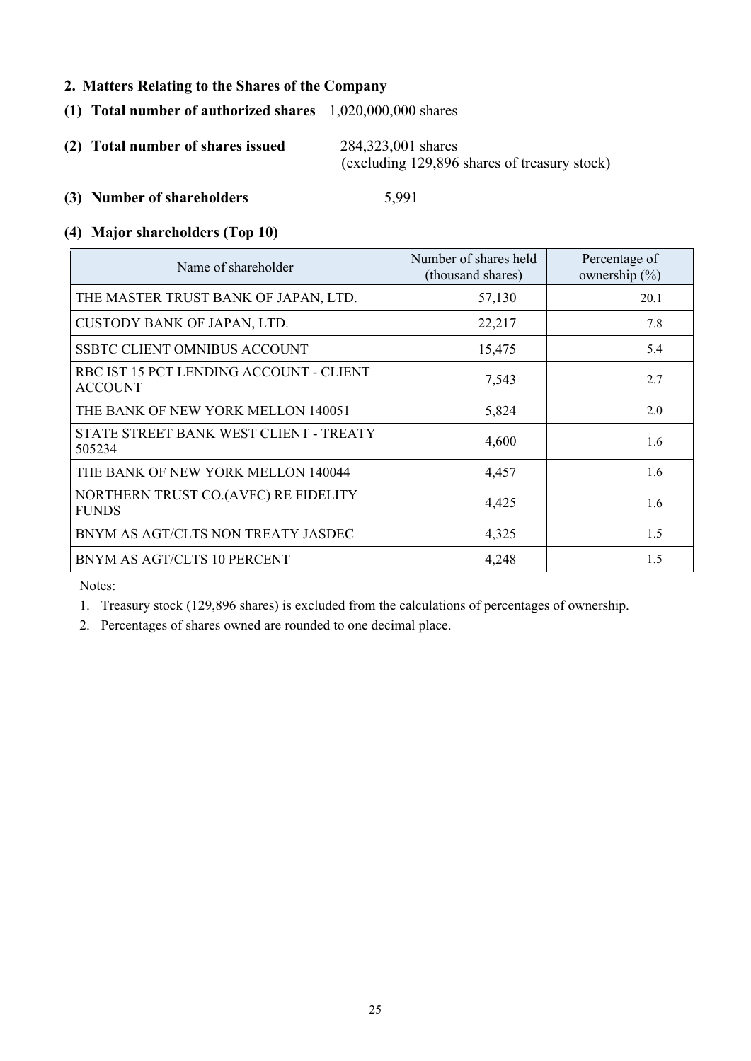## 2. Matters Relating to the Shares of the Company

**(1) Total number of authorized shares** 1,020,000,000 shares

**(2) Total number of shares issued** 284,323,001 shares
(excluding 129,896 shares of treasury stock)

**(3) Number of shareholders** 5,991

**(4) Major shareholders (Top 10)**

| Name of shareholder | Number of shares held (thousand shares) | Percentage of ownership (%) |
|---|---|---|
| THE MASTER TRUST BANK OF JAPAN, LTD. | 57,130 | 20.1 |
| CUSTODY BANK OF JAPAN, LTD. | 22,217 | 7.8 |
| SSBTC CLIENT OMNIBUS ACCOUNT | 15,475 | 5.4 |
| RBC IST 15 PCT LENDING ACCOUNT - CLIENT ACCOUNT | 7,543 | 2.7 |
| THE BANK OF NEW YORK MELLON 140051 | 5,824 | 2.0 |
| STATE STREET BANK WEST CLIENT - TREATY 505234 | 4,600 | 1.6 |
| THE BANK OF NEW YORK MELLON 140044 | 4,457 | 1.6 |
| NORTHERN TRUST CO.(AVFC) RE FIDELITY FUNDS | 4,425 | 1.6 |
| BNYM AS AGT/CLTS NON TREATY JASDEC | 4,325 | 1.5 |
| BNYM AS AGT/CLTS 10 PERCENT | 4,248 | 1.5 |

Notes:

1. Treasury stock (129,896 shares) is excluded from the calculations of percentages of ownership.
2. Percentages of shares owned are rounded to one decimal place.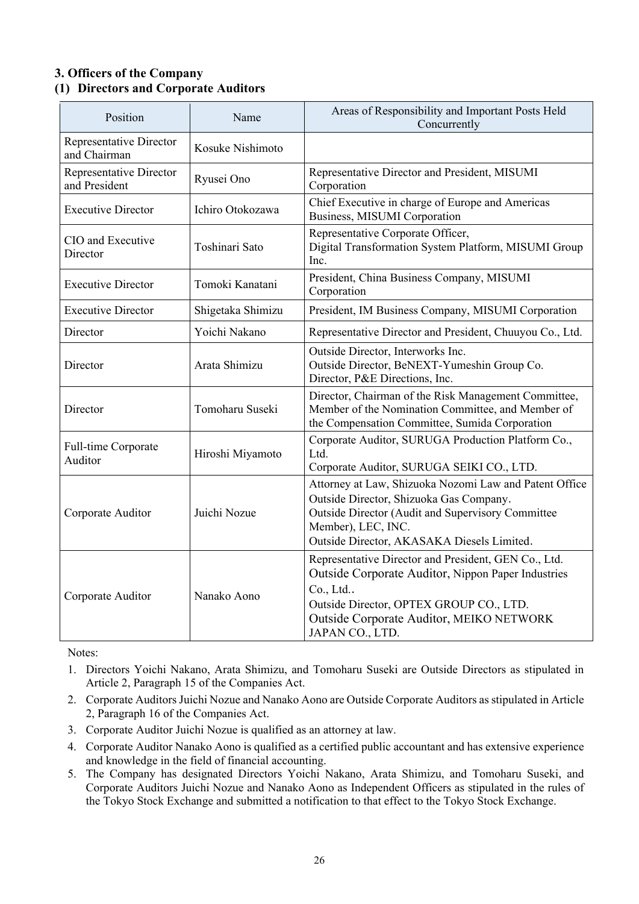## 3. Officers of the Company

### (1) Directors and Corporate Auditors

| Position | Name | Areas of Responsibility and Important Posts Held Concurrently |
|---|---|---|
| Representative Director and Chairman | Kosuke Nishimoto | |
| Representative Director and President | Ryusei Ono | Representative Director and President, MISUMI Corporation |
| Executive Director | Ichiro Otokozawa | Chief Executive in charge of Europe and Americas Business, MISUMI Corporation |
| CIO and Executive Director | Toshinari Sato | Representative Corporate Officer,<br>Digital Transformation System Platform, MISUMI Group Inc. |
| Executive Director | Tomoki Kanatani | President, China Business Company, MISUMI Corporation |
| Executive Director | Shigetaka Shimizu | President, IM Business Company, MISUMI Corporation |
| Director | Yoichi Nakano | Representative Director and President, Chuuyou Co., Ltd. |
| Director | Arata Shimizu | Outside Director, Interworks Inc.<br>Outside Director, BeNEXT-Yumeshin Group Co.<br>Director, P&E Directions, Inc. |
| Director | Tomoharu Suseki | Director, Chairman of the Risk Management Committee, Member of the Nomination Committee, and Member of the Compensation Committee, Sumida Corporation |
| Full-time Corporate Auditor | Hiroshi Miyamoto | Corporate Auditor, SURUGA Production Platform Co., Ltd.<br>Corporate Auditor, SURUGA SEIKI CO., LTD. |
| Corporate Auditor | Juichi Nozue | Attorney at Law, Shizuoka Nozomi Law and Patent Office<br>Outside Director, Shizuoka Gas Company.<br>Outside Director (Audit and Supervisory Committee Member), LEC, INC.<br>Outside Director, AKASAKA Diesels Limited. |
| Corporate Auditor | Nanako Aono | Representative Director and President, GEN Co., Ltd.<br>Outside Corporate Auditor, Nippon Paper Industries Co., Ltd..<br>Outside Director, OPTEX GROUP CO., LTD.<br>Outside Corporate Auditor, MEIKO NETWORK JAPAN CO., LTD. |

Notes:

1. Directors Yoichi Nakano, Arata Shimizu, and Tomoharu Suseki are Outside Directors as stipulated in Article 2, Paragraph 15 of the Companies Act.
2. Corporate Auditors Juichi Nozue and Nanako Aono are Outside Corporate Auditors as stipulated in Article 2, Paragraph 16 of the Companies Act.
3. Corporate Auditor Juichi Nozue is qualified as an attorney at law.
4. Corporate Auditor Nanako Aono is qualified as a certified public accountant and has extensive experience and knowledge in the field of financial accounting.
5. The Company has designated Directors Yoichi Nakano, Arata Shimizu, and Tomoharu Suseki, and Corporate Auditors Juichi Nozue and Nanako Aono as Independent Officers as stipulated in the rules of the Tokyo Stock Exchange and submitted a notification to that effect to the Tokyo Stock Exchange.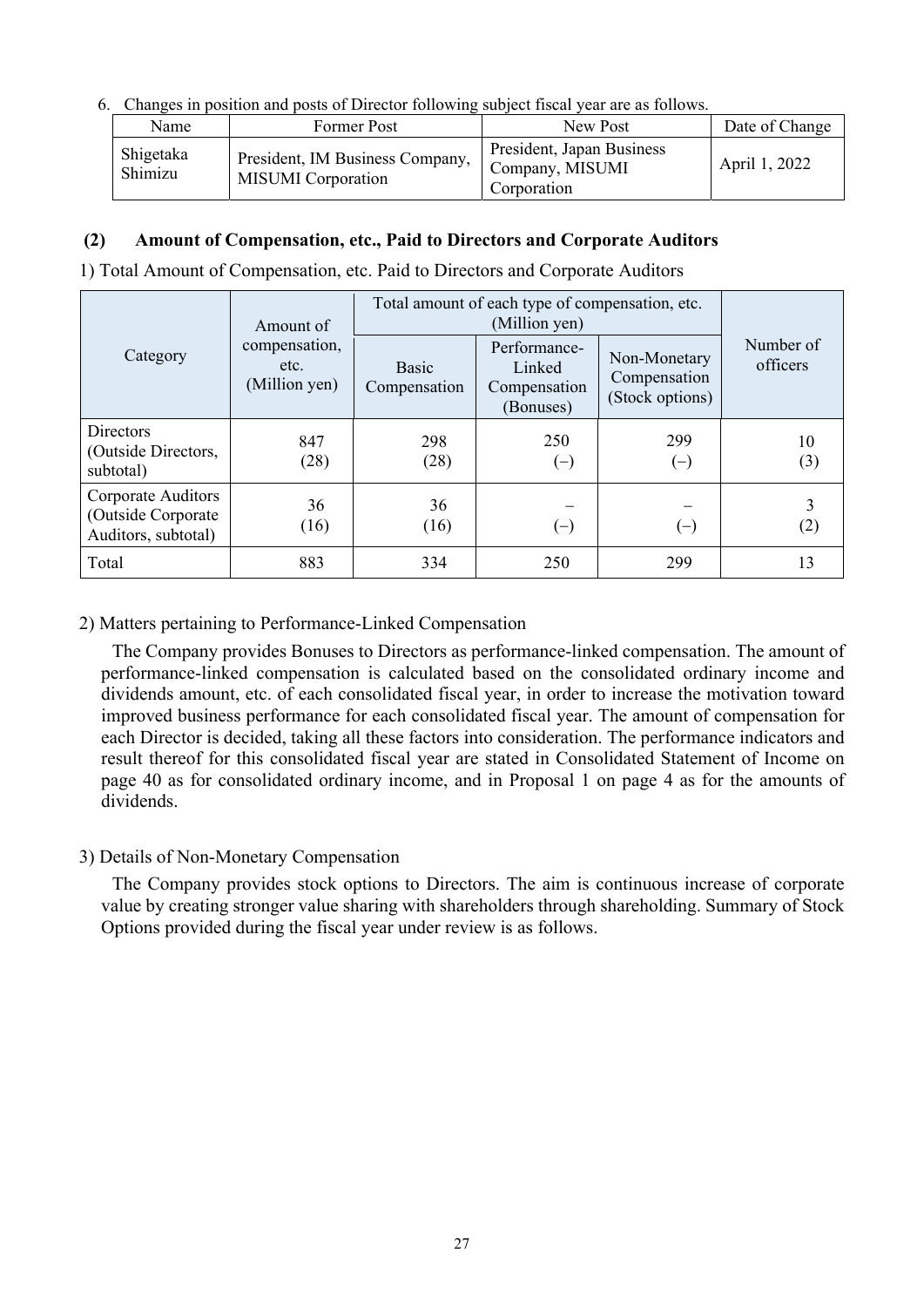6. Changes in position and posts of Director following subject fiscal year are as follows.

| Name | Former Post | New Post | Date of Change |
|---|---|---|---|
| Shigetaka Shimizu | President, IM Business Company, MISUMI Corporation | President, Japan Business Company, MISUMI Corporation | April 1, 2022 |

## (2) Amount of Compensation, etc., Paid to Directors and Corporate Auditors

1) Total Amount of Compensation, etc. Paid to Directors and Corporate Auditors

| Category | Amount of compensation, etc. (Million yen) | Total amount of each type of compensation, etc. (Million yen) | | | Number of officers |
|---|---|---|---|---|---|
| | | Basic Compensation | Performance-Linked Compensation (Bonuses) | Non-Monetary Compensation (Stock options) | |
| Directors (Outside Directors, subtotal) | 847 (28) | 298 (28) | 250 (–) | 299 (–) | 10 (3) |
| Corporate Auditors (Outside Corporate Auditors, subtotal) | 36 (16) | 36 (16) | – (–) | – (–) | 3 (2) |
| Total | 883 | 334 | 250 | 299 | 13 |

2) Matters pertaining to Performance-Linked Compensation

The Company provides Bonuses to Directors as performance-linked compensation. The amount of performance-linked compensation is calculated based on the consolidated ordinary income and dividends amount, etc. of each consolidated fiscal year, in order to increase the motivation toward improved business performance for each consolidated fiscal year. The amount of compensation for each Director is decided, taking all these factors into consideration. The performance indicators and result thereof for this consolidated fiscal year are stated in Consolidated Statement of Income on page 40 as for consolidated ordinary income, and in Proposal 1 on page 4 as for the amounts of dividends.

3) Details of Non-Monetary Compensation

The Company provides stock options to Directors. The aim is continuous increase of corporate value by creating stronger value sharing with shareholders through shareholding. Summary of Stock Options provided during the fiscal year under review is as follows.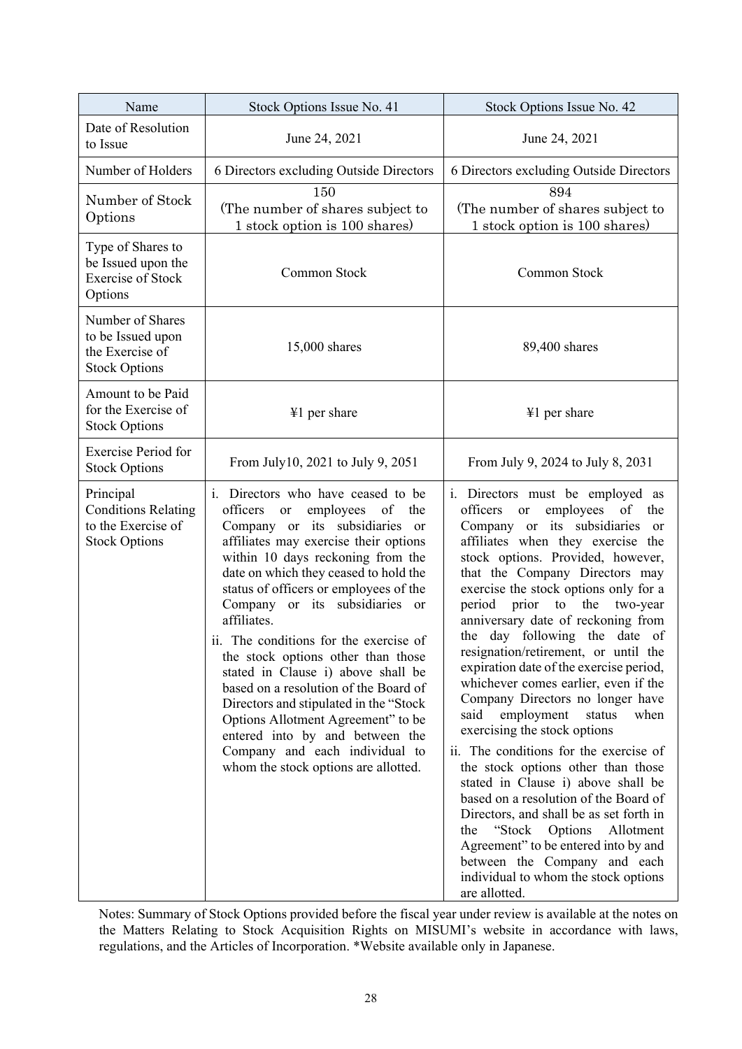| Name | Stock Options Issue No. 41 | Stock Options Issue No. 42 |
|---|---|---|
| Date of Resolution to Issue | June 24, 2021 | June 24, 2021 |
| Number of Holders | 6 Directors excluding Outside Directors | 6 Directors excluding Outside Directors |
| Number of Stock Options | 150<br>(The number of shares subject to 1 stock option is 100 shares) | 894<br>(The number of shares subject to 1 stock option is 100 shares) |
| Type of Shares to be Issued upon the Exercise of Stock Options | Common Stock | Common Stock |
| Number of Shares to be Issued upon the Exercise of Stock Options | 15,000 shares | 89,400 shares |
| Amount to be Paid for the Exercise of Stock Options | ¥1 per share | ¥1 per share |
| Exercise Period for Stock Options | From July10, 2021 to July 9, 2051 | From July 9, 2024 to July 8, 2031 |
| Principal Conditions Relating to the Exercise of Stock Options | i. Directors who have ceased to be officers or employees of the Company or its subsidiaries or affiliates may exercise their options within 10 days reckoning from the date on which they ceased to hold the status of officers or employees of the Company or its subsidiaries or affiliates.<br>ii. The conditions for the exercise of the stock options other than those stated in Clause i) above shall be based on a resolution of the Board of Directors and stipulated in the "Stock Options Allotment Agreement" to be entered into by and between the Company and each individual to whom the stock options are allotted. | i. Directors must be employed as officers or employees of the Company or its subsidiaries or affiliates when they exercise the stock options. Provided, however, that the Company Directors may exercise the stock options only for a period prior to the two-year anniversary date of reckoning from the day following the date of resignation/retirement, or until the expiration date of the exercise period, whichever comes earlier, even if the Company Directors no longer have said employment status when exercising the stock options<br>ii. The conditions for the exercise of the stock options other than those stated in Clause i) above shall be based on a resolution of the Board of Directors, and shall be as set forth in the "Stock Options Allotment Agreement" to be entered into by and between the Company and each individual to whom the stock options are allotted. |

Notes: Summary of Stock Options provided before the fiscal year under review is available at the notes on the Matters Relating to Stock Acquisition Rights on MISUMI's website in accordance with laws, regulations, and the Articles of Incorporation. *Website available only in Japanese.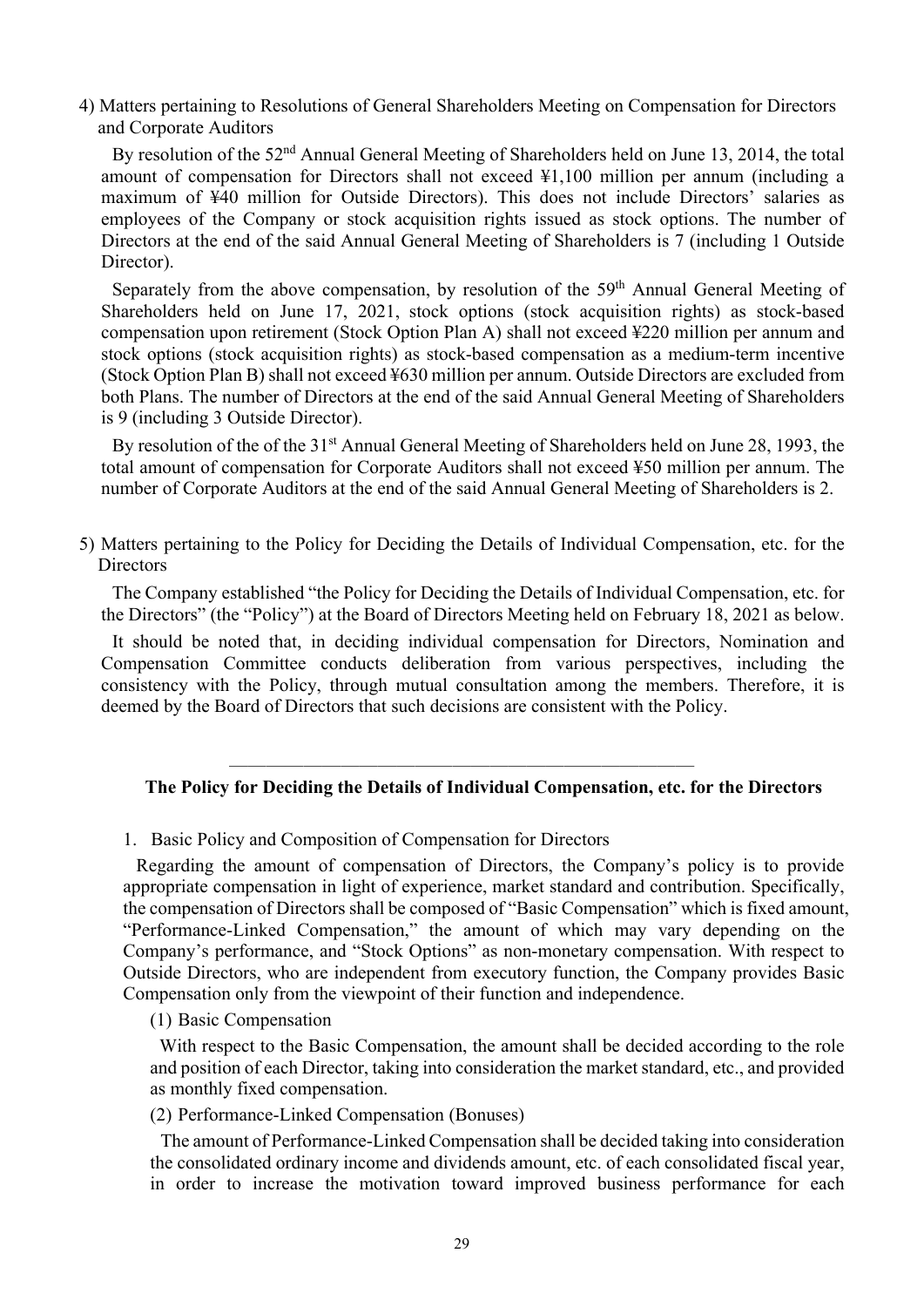4) Matters pertaining to Resolutions of General Shareholders Meeting on Compensation for Directors and Corporate Auditors

By resolution of the 52nd Annual General Meeting of Shareholders held on June 13, 2014, the total amount of compensation for Directors shall not exceed ¥1,100 million per annum (including a maximum of ¥40 million for Outside Directors). This does not include Directors' salaries as employees of the Company or stock acquisition rights issued as stock options. The number of Directors at the end of the said Annual General Meeting of Shareholders is 7 (including 1 Outside Director).

Separately from the above compensation, by resolution of the 59th Annual General Meeting of Shareholders held on June 17, 2021, stock options (stock acquisition rights) as stock-based compensation upon retirement (Stock Option Plan A) shall not exceed ¥220 million per annum and stock options (stock acquisition rights) as stock-based compensation as a medium-term incentive (Stock Option Plan B) shall not exceed ¥630 million per annum. Outside Directors are excluded from both Plans. The number of Directors at the end of the said Annual General Meeting of Shareholders is 9 (including 3 Outside Director).

By resolution of the of the 31st Annual General Meeting of Shareholders held on June 28, 1993, the total amount of compensation for Corporate Auditors shall not exceed ¥50 million per annum. The number of Corporate Auditors at the end of the said Annual General Meeting of Shareholders is 2.

5) Matters pertaining to the Policy for Deciding the Details of Individual Compensation, etc. for the Directors

The Company established "the Policy for Deciding the Details of Individual Compensation, etc. for the Directors" (the "Policy") at the Board of Directors Meeting held on February 18, 2021 as below.

It should be noted that, in deciding individual compensation for Directors, Nomination and Compensation Committee conducts deliberation from various perspectives, including the consistency with the Policy, through mutual consultation among the members. Therefore, it is deemed by the Board of Directors that such decisions are consistent with the Policy.

---

**The Policy for Deciding the Details of Individual Compensation, etc. for the Directors**

1. Basic Policy and Composition of Compensation for Directors

Regarding the amount of compensation of Directors, the Company's policy is to provide appropriate compensation in light of experience, market standard and contribution. Specifically, the compensation of Directors shall be composed of "Basic Compensation" which is fixed amount, "Performance-Linked Compensation," the amount of which may vary depending on the Company's performance, and "Stock Options" as non-monetary compensation. With respect to Outside Directors, who are independent from executory function, the Company provides Basic Compensation only from the viewpoint of their function and independence.

(1) Basic Compensation

With respect to the Basic Compensation, the amount shall be decided according to the role and position of each Director, taking into consideration the market standard, etc., and provided as monthly fixed compensation.

(2) Performance-Linked Compensation (Bonuses)

The amount of Performance-Linked Compensation shall be decided taking into consideration the consolidated ordinary income and dividends amount, etc. of each consolidated fiscal year, in order to increase the motivation toward improved business performance for each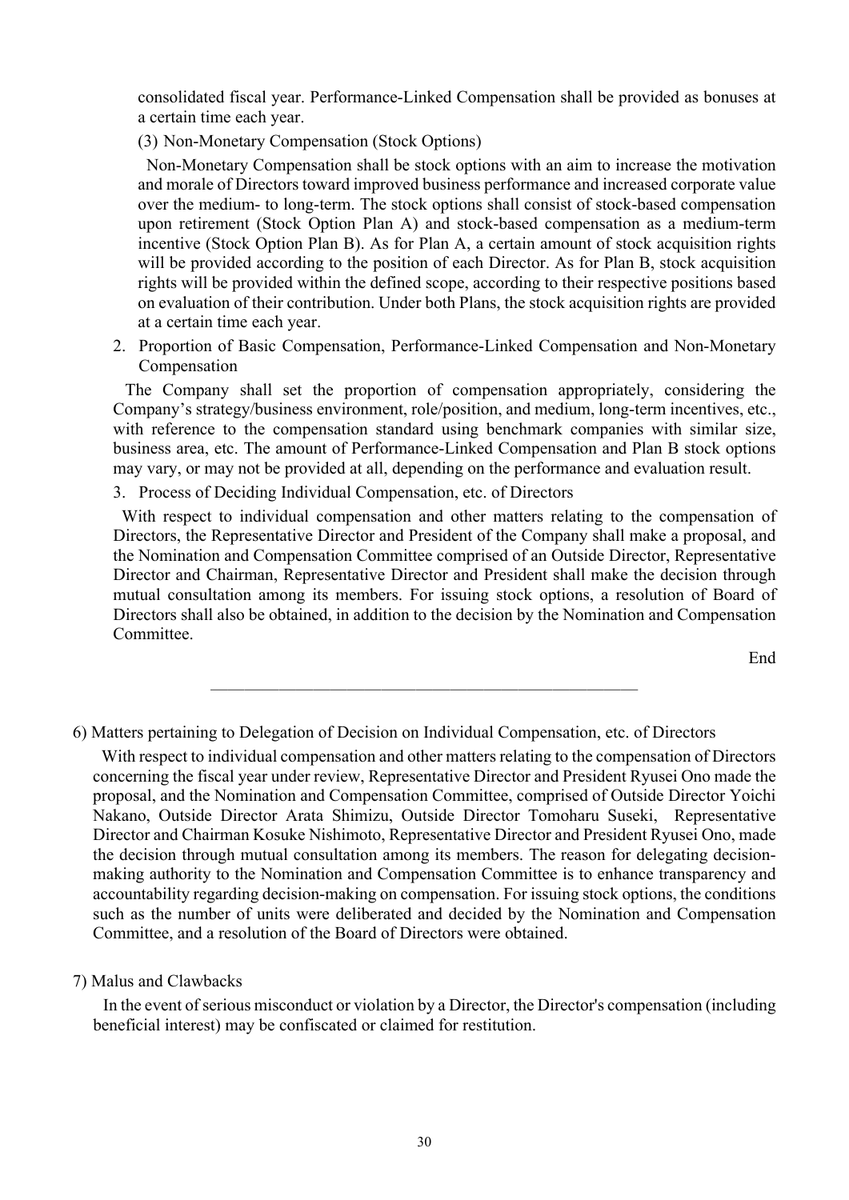consolidated fiscal year. Performance-Linked Compensation shall be provided as bonuses at a certain time each year.

(3) Non-Monetary Compensation (Stock Options)

Non-Monetary Compensation shall be stock options with an aim to increase the motivation and morale of Directors toward improved business performance and increased corporate value over the medium- to long-term. The stock options shall consist of stock-based compensation upon retirement (Stock Option Plan A) and stock-based compensation as a medium-term incentive (Stock Option Plan B). As for Plan A, a certain amount of stock acquisition rights will be provided according to the position of each Director. As for Plan B, stock acquisition rights will be provided within the defined scope, according to their respective positions based on evaluation of their contribution. Under both Plans, the stock acquisition rights are provided at a certain time each year.

2. Proportion of Basic Compensation, Performance-Linked Compensation and Non-Monetary Compensation

The Company shall set the proportion of compensation appropriately, considering the Company's strategy/business environment, role/position, and medium, long-term incentives, etc., with reference to the compensation standard using benchmark companies with similar size, business area, etc. The amount of Performance-Linked Compensation and Plan B stock options may vary, or may not be provided at all, depending on the performance and evaluation result.

3. Process of Deciding Individual Compensation, etc. of Directors

With respect to individual compensation and other matters relating to the compensation of Directors, the Representative Director and President of the Company shall make a proposal, and the Nomination and Compensation Committee comprised of an Outside Director, Representative Director and Chairman, Representative Director and President shall make the decision through mutual consultation among its members. For issuing stock options, a resolution of Board of Directors shall also be obtained, in addition to the decision by the Nomination and Compensation Committee.

End

---

6) Matters pertaining to Delegation of Decision on Individual Compensation, etc. of Directors

With respect to individual compensation and other matters relating to the compensation of Directors concerning the fiscal year under review, Representative Director and President Ryusei Ono made the proposal, and the Nomination and Compensation Committee, comprised of Outside Director Yoichi Nakano, Outside Director Arata Shimizu, Outside Director Tomoharu Suseki, Representative Director and Chairman Kosuke Nishimoto, Representative Director and President Ryusei Ono, made the decision through mutual consultation among its members. The reason for delegating decision-making authority to the Nomination and Compensation Committee is to enhance transparency and accountability regarding decision-making on compensation. For issuing stock options, the conditions such as the number of units were deliberated and decided by the Nomination and Compensation Committee, and a resolution of the Board of Directors were obtained.

7) Malus and Clawbacks

In the event of serious misconduct or violation by a Director, the Director's compensation (including beneficial interest) may be confiscated or claimed for restitution.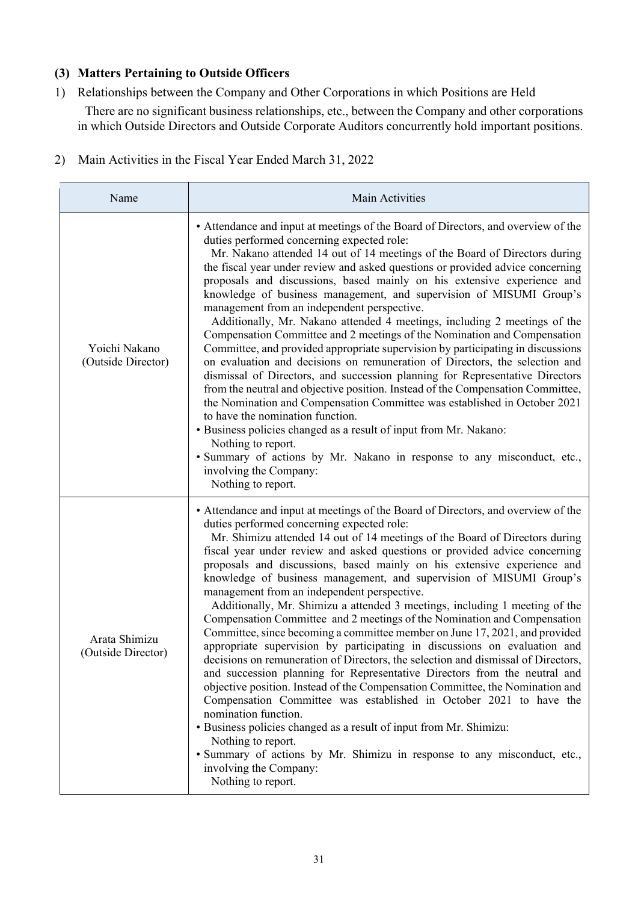### (3) Matters Pertaining to Outside Officers

1) Relationships between the Company and Other Corporations in which Positions are Held

There are no significant business relationships, etc., between the Company and other corporations in which Outside Directors and Outside Corporate Auditors concurrently hold important positions.

2) Main Activities in the Fiscal Year Ended March 31, 2022

| Name | Main Activities |
|---|---|
| Yoichi Nakano (Outside Director) | • Attendance and input at meetings of the Board of Directors, and overview of the duties performed concerning expected role:<br>Mr. Nakano attended 14 out of 14 meetings of the Board of Directors during the fiscal year under review and asked questions or provided advice concerning proposals and discussions, based mainly on his extensive experience and knowledge of business management, and supervision of MISUMI Group's management from an independent perspective.<br>Additionally, Mr. Nakano attended 4 meetings, including 2 meetings of the Compensation Committee and 2 meetings of the Nomination and Compensation Committee, and provided appropriate supervision by participating in discussions on evaluation and decisions on remuneration of Directors, the selection and dismissal of Directors, and succession planning for Representative Directors from the neutral and objective position. Instead of the Compensation Committee, the Nomination and Compensation Committee was established in October 2021 to have the nomination function.<br>• Business policies changed as a result of input from Mr. Nakano:<br>Nothing to report.<br>• Summary of actions by Mr. Nakano in response to any misconduct, etc., involving the Company:<br>Nothing to report. |
| Arata Shimizu (Outside Director) | • Attendance and input at meetings of the Board of Directors, and overview of the duties performed concerning expected role:<br>Mr. Shimizu attended 14 out of 14 meetings of the Board of Directors during fiscal year under review and asked questions or provided advice concerning proposals and discussions, based mainly on his extensive experience and knowledge of business management, and supervision of MISUMI Group's management from an independent perspective.<br>Additionally, Mr. Shimizu a attended 3 meetings, including 1 meeting of the Compensation Committee and 2 meetings of the Nomination and Compensation Committee, since becoming a committee member on June 17, 2021, and provided appropriate supervision by participating in discussions on evaluation and decisions on remuneration of Directors, the selection and dismissal of Directors, and succession planning for Representative Directors from the neutral and objective position. Instead of the Compensation Committee, the Nomination and Compensation Committee was established in October 2021 to have the nomination function.<br>• Business policies changed as a result of input from Mr. Shimizu:<br>Nothing to report.<br>• Summary of actions by Mr. Shimizu in response to any misconduct, etc., involving the Company:<br>Nothing to report. |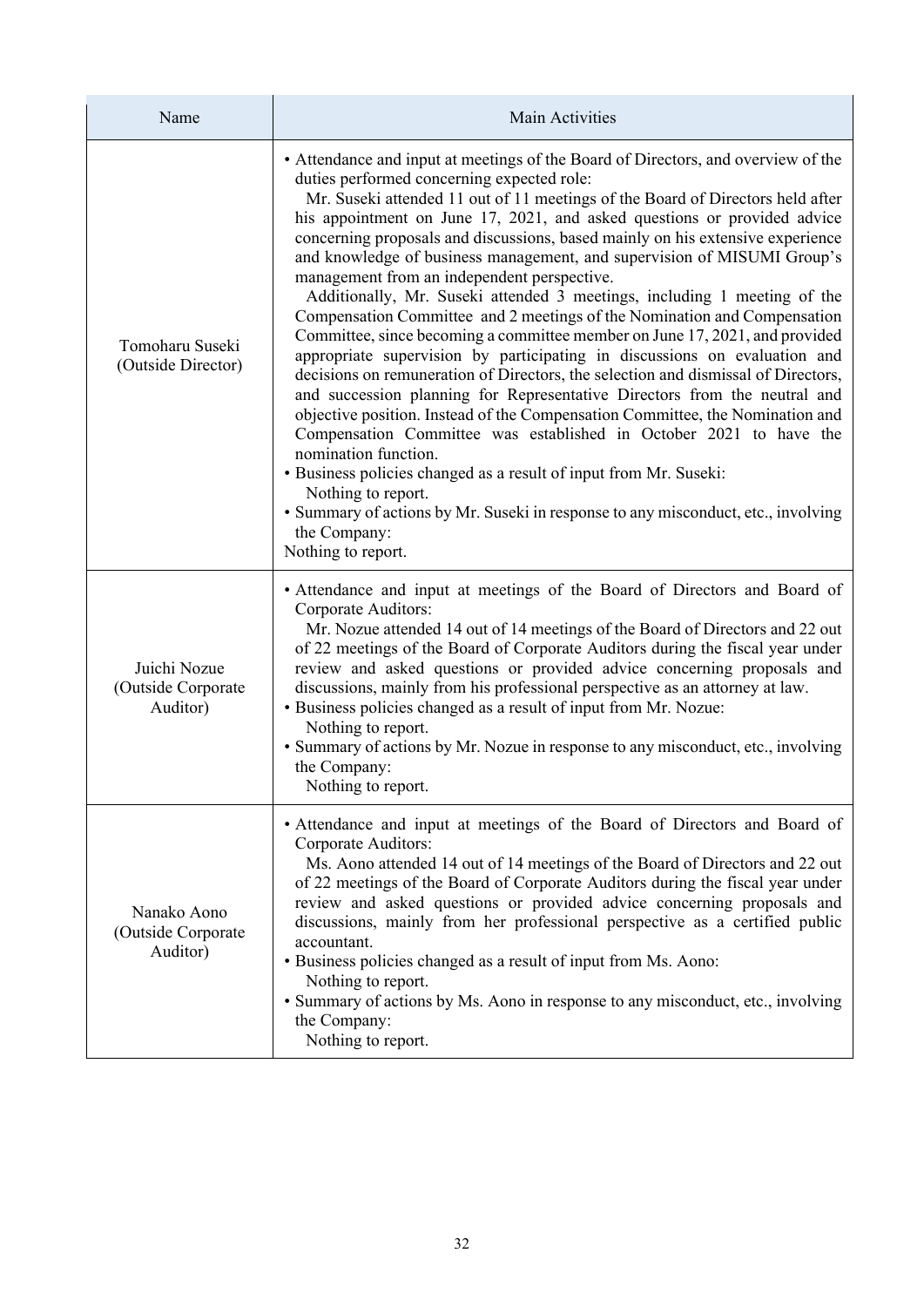| Name | Main Activities |
|---|---|
| Tomoharu Suseki (Outside Director) | • Attendance and input at meetings of the Board of Directors, and overview of the duties performed concerning expected role: Mr. Suseki attended 11 out of 11 meetings of the Board of Directors held after his appointment on June 17, 2021, and asked questions or provided advice concerning proposals and discussions, based mainly on his extensive experience and knowledge of business management, and supervision of MISUMI Group's management from an independent perspective. Additionally, Mr. Suseki attended 3 meetings, including 1 meeting of the Compensation Committee and 2 meetings of the Nomination and Compensation Committee, since becoming a committee member on June 17, 2021, and provided appropriate supervision by participating in discussions on evaluation and decisions on remuneration of Directors, the selection and dismissal of Directors, and succession planning for Representative Directors from the neutral and objective position. Instead of the Compensation Committee, the Nomination and Compensation Committee was established in October 2021 to have the nomination function.<br>• Business policies changed as a result of input from Mr. Suseki: Nothing to report.<br>• Summary of actions by Mr. Suseki in response to any misconduct, etc., involving the Company: Nothing to report. |
| Juichi Nozue (Outside Corporate Auditor) | • Attendance and input at meetings of the Board of Directors and Board of Corporate Auditors: Mr. Nozue attended 14 out of 14 meetings of the Board of Directors and 22 out of 22 meetings of the Board of Corporate Auditors during the fiscal year under review and asked questions or provided advice concerning proposals and discussions, mainly from his professional perspective as an attorney at law.<br>• Business policies changed as a result of input from Mr. Nozue: Nothing to report.<br>• Summary of actions by Mr. Nozue in response to any misconduct, etc., involving the Company: Nothing to report. |
| Nanako Aono (Outside Corporate Auditor) | • Attendance and input at meetings of the Board of Directors and Board of Corporate Auditors: Ms. Aono attended 14 out of 14 meetings of the Board of Directors and 22 out of 22 meetings of the Board of Corporate Auditors during the fiscal year under review and asked questions or provided advice concerning proposals and discussions, mainly from her professional perspective as a certified public accountant.<br>• Business policies changed as a result of input from Ms. Aono: Nothing to report.<br>• Summary of actions by Ms. Aono in response to any misconduct, etc., involving the Company: Nothing to report. |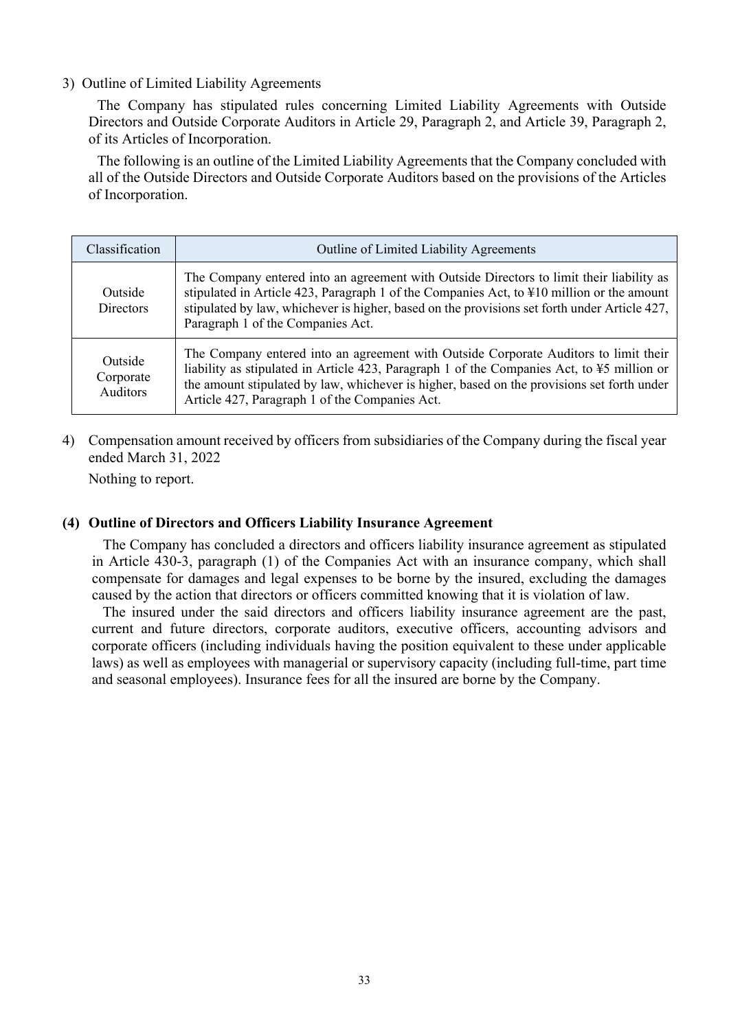3) Outline of Limited Liability Agreements

The Company has stipulated rules concerning Limited Liability Agreements with Outside Directors and Outside Corporate Auditors in Article 29, Paragraph 2, and Article 39, Paragraph 2, of its Articles of Incorporation.

The following is an outline of the Limited Liability Agreements that the Company concluded with all of the Outside Directors and Outside Corporate Auditors based on the provisions of the Articles of Incorporation.

| Classification | Outline of Limited Liability Agreements |
|---|---|
| Outside Directors | The Company entered into an agreement with Outside Directors to limit their liability as stipulated in Article 423, Paragraph 1 of the Companies Act, to ¥10 million or the amount stipulated by law, whichever is higher, based on the provisions set forth under Article 427, Paragraph 1 of the Companies Act. |
| Outside Corporate Auditors | The Company entered into an agreement with Outside Corporate Auditors to limit their liability as stipulated in Article 423, Paragraph 1 of the Companies Act, to ¥5 million or the amount stipulated by law, whichever is higher, based on the provisions set forth under Article 427, Paragraph 1 of the Companies Act. |

4) Compensation amount received by officers from subsidiaries of the Company during the fiscal year ended March 31, 2022

Nothing to report.

### (4) Outline of Directors and Officers Liability Insurance Agreement

The Company has concluded a directors and officers liability insurance agreement as stipulated in Article 430-3, paragraph (1) of the Companies Act with an insurance company, which shall compensate for damages and legal expenses to be borne by the insured, excluding the damages caused by the action that directors or officers committed knowing that it is violation of law.

The insured under the said directors and officers liability insurance agreement are the past, current and future directors, corporate auditors, executive officers, accounting advisors and corporate officers (including individuals having the position equivalent to these under applicable laws) as well as employees with managerial or supervisory capacity (including full-time, part time and seasonal employees). Insurance fees for all the insured are borne by the Company.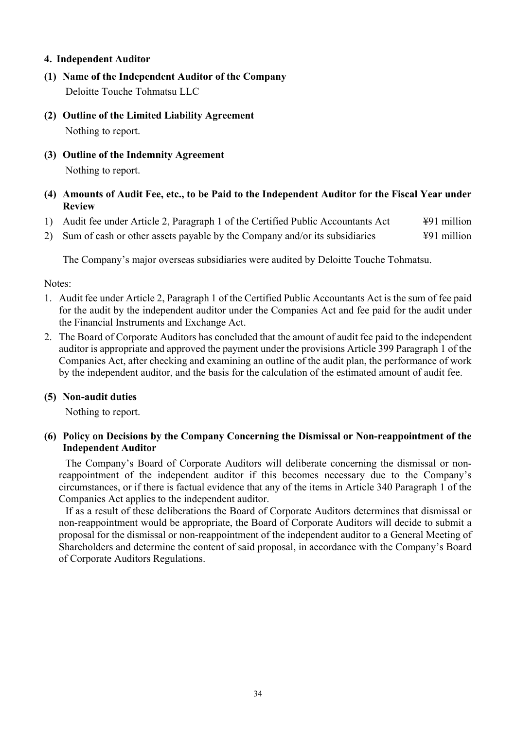## 4. Independent Auditor

### (1) Name of the Independent Auditor of the Company

Deloitte Touche Tohmatsu LLC

### (2) Outline of the Limited Liability Agreement

Nothing to report.

### (3) Outline of the Indemnity Agreement

Nothing to report.

### (4) Amounts of Audit Fee, etc., to be Paid to the Independent Auditor for the Fiscal Year under Review

| | | |
|---|---|---|
| 1) | Audit fee under Article 2, Paragraph 1 of the Certified Public Accountants Act | ¥91 million |
| 2) | Sum of cash or other assets payable by the Company and/or its subsidiaries | ¥91 million |

The Company's major overseas subsidiaries were audited by Deloitte Touche Tohmatsu.

Notes:

1. Audit fee under Article 2, Paragraph 1 of the Certified Public Accountants Act is the sum of fee paid for the audit by the independent auditor under the Companies Act and fee paid for the audit under the Financial Instruments and Exchange Act.
2. The Board of Corporate Auditors has concluded that the amount of audit fee paid to the independent auditor is appropriate and approved the payment under the provisions Article 399 Paragraph 1 of the Companies Act, after checking and examining an outline of the audit plan, the performance of work by the independent auditor, and the basis for the calculation of the estimated amount of audit fee.

### (5) Non-audit duties

Nothing to report.

### (6) Policy on Decisions by the Company Concerning the Dismissal or Non-reappointment of the Independent Auditor

The Company's Board of Corporate Auditors will deliberate concerning the dismissal or non-reappointment of the independent auditor if this becomes necessary due to the Company's circumstances, or if there is factual evidence that any of the items in Article 340 Paragraph 1 of the Companies Act applies to the independent auditor.

If as a result of these deliberations the Board of Corporate Auditors determines that dismissal or non-reappointment would be appropriate, the Board of Corporate Auditors will decide to submit a proposal for the dismissal or non-reappointment of the independent auditor to a General Meeting of Shareholders and determine the content of said proposal, in accordance with the Company's Board of Corporate Auditors Regulations.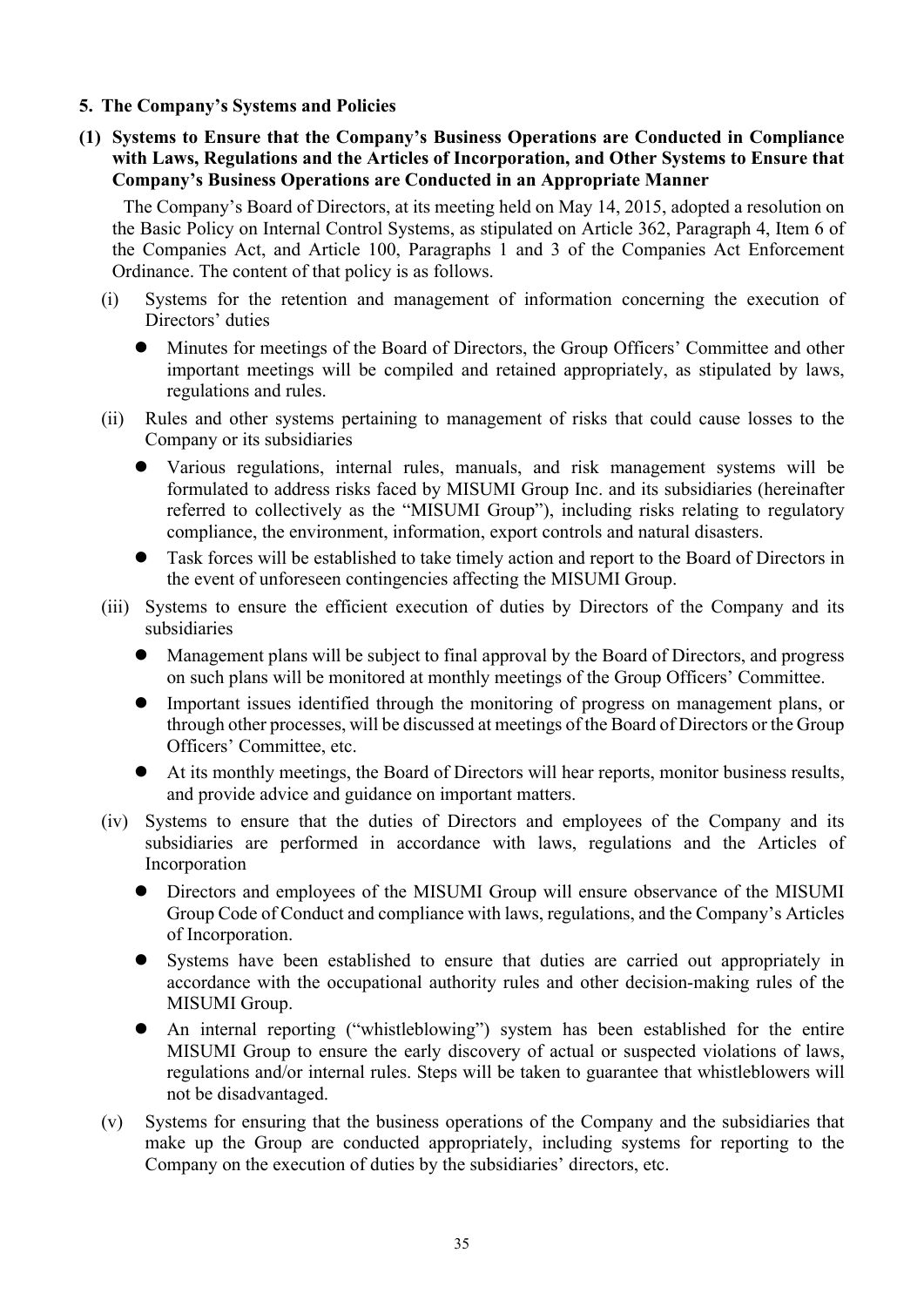## 5. The Company's Systems and Policies

### (1) Systems to Ensure that the Company's Business Operations are Conducted in Compliance with Laws, Regulations and the Articles of Incorporation, and Other Systems to Ensure that Company's Business Operations are Conducted in an Appropriate Manner

The Company's Board of Directors, at its meeting held on May 14, 2015, adopted a resolution on the Basic Policy on Internal Control Systems, as stipulated on Article 362, Paragraph 4, Item 6 of the Companies Act, and Article 100, Paragraphs 1 and 3 of the Companies Act Enforcement Ordinance. The content of that policy is as follows.

(i) Systems for the retention and management of information concerning the execution of Directors' duties

- Minutes for meetings of the Board of Directors, the Group Officers' Committee and other important meetings will be compiled and retained appropriately, as stipulated by laws, regulations and rules.

(ii) Rules and other systems pertaining to management of risks that could cause losses to the Company or its subsidiaries

- Various regulations, internal rules, manuals, and risk management systems will be formulated to address risks faced by MISUMI Group Inc. and its subsidiaries (hereinafter referred to collectively as the "MISUMI Group"), including risks relating to regulatory compliance, the environment, information, export controls and natural disasters.
- Task forces will be established to take timely action and report to the Board of Directors in the event of unforeseen contingencies affecting the MISUMI Group.

(iii) Systems to ensure the efficient execution of duties by Directors of the Company and its subsidiaries

- Management plans will be subject to final approval by the Board of Directors, and progress on such plans will be monitored at monthly meetings of the Group Officers' Committee.
- Important issues identified through the monitoring of progress on management plans, or through other processes, will be discussed at meetings of the Board of Directors or the Group Officers' Committee, etc.
- At its monthly meetings, the Board of Directors will hear reports, monitor business results, and provide advice and guidance on important matters.

(iv) Systems to ensure that the duties of Directors and employees of the Company and its subsidiaries are performed in accordance with laws, regulations and the Articles of Incorporation

- Directors and employees of the MISUMI Group will ensure observance of the MISUMI Group Code of Conduct and compliance with laws, regulations, and the Company's Articles of Incorporation.
- Systems have been established to ensure that duties are carried out appropriately in accordance with the occupational authority rules and other decision-making rules of the MISUMI Group.
- An internal reporting ("whistleblowing") system has been established for the entire MISUMI Group to ensure the early discovery of actual or suspected violations of laws, regulations and/or internal rules. Steps will be taken to guarantee that whistleblowers will not be disadvantaged.

(v) Systems for ensuring that the business operations of the Company and the subsidiaries that make up the Group are conducted appropriately, including systems for reporting to the Company on the execution of duties by the subsidiaries' directors, etc.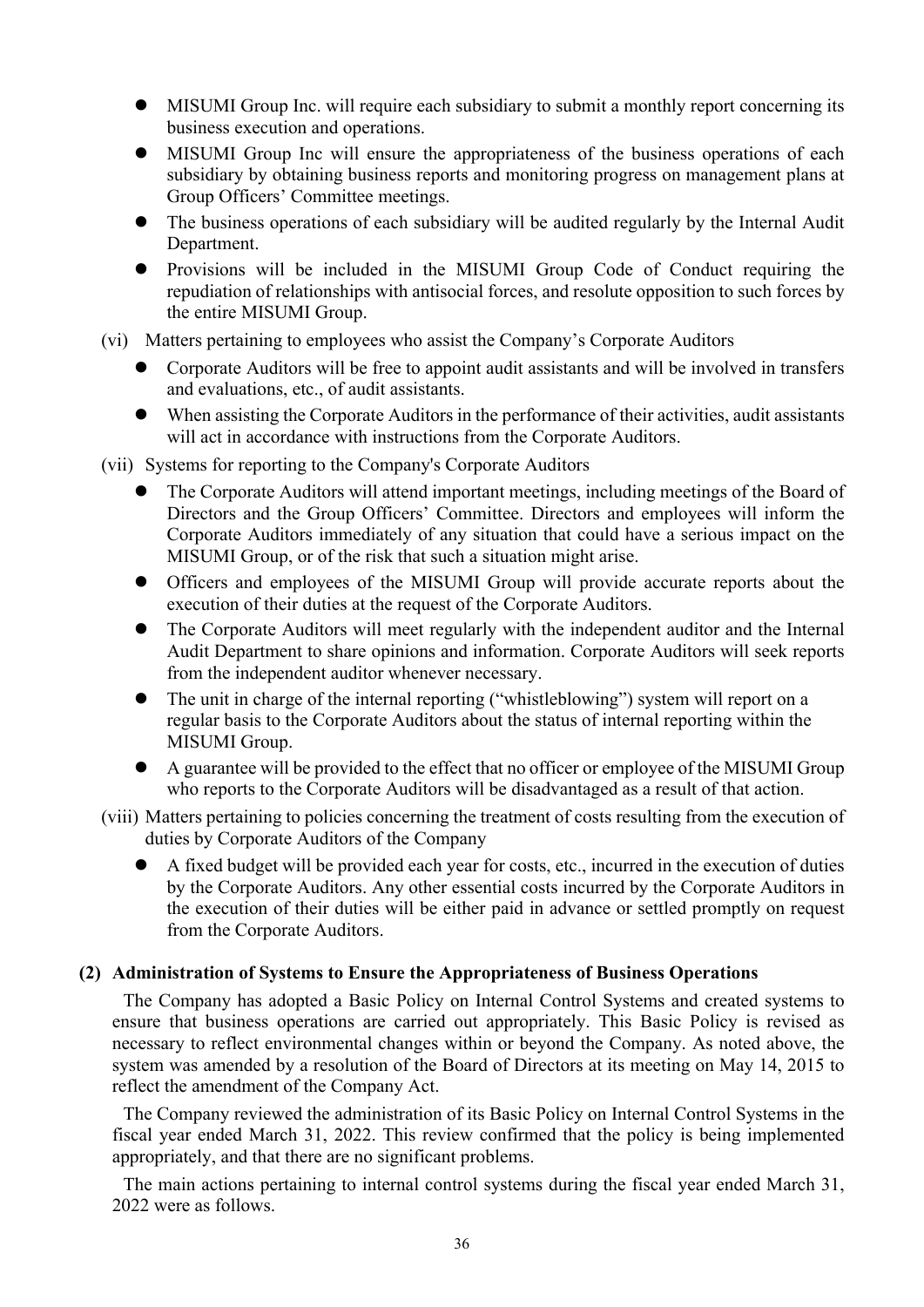- MISUMI Group Inc. will require each subsidiary to submit a monthly report concerning its business execution and operations.
- MISUMI Group Inc will ensure the appropriateness of the business operations of each subsidiary by obtaining business reports and monitoring progress on management plans at Group Officers' Committee meetings.
- The business operations of each subsidiary will be audited regularly by the Internal Audit Department.
- Provisions will be included in the MISUMI Group Code of Conduct requiring the repudiation of relationships with antisocial forces, and resolute opposition to such forces by the entire MISUMI Group.

(vi) Matters pertaining to employees who assist the Company's Corporate Auditors

- Corporate Auditors will be free to appoint audit assistants and will be involved in transfers and evaluations, etc., of audit assistants.
- When assisting the Corporate Auditors in the performance of their activities, audit assistants will act in accordance with instructions from the Corporate Auditors.

(vii) Systems for reporting to the Company's Corporate Auditors

- The Corporate Auditors will attend important meetings, including meetings of the Board of Directors and the Group Officers' Committee. Directors and employees will inform the Corporate Auditors immediately of any situation that could have a serious impact on the MISUMI Group, or of the risk that such a situation might arise.
- Officers and employees of the MISUMI Group will provide accurate reports about the execution of their duties at the request of the Corporate Auditors.
- The Corporate Auditors will meet regularly with the independent auditor and the Internal Audit Department to share opinions and information. Corporate Auditors will seek reports from the independent auditor whenever necessary.
- The unit in charge of the internal reporting ("whistleblowing") system will report on a regular basis to the Corporate Auditors about the status of internal reporting within the MISUMI Group.
- A guarantee will be provided to the effect that no officer or employee of the MISUMI Group who reports to the Corporate Auditors will be disadvantaged as a result of that action.

(viii) Matters pertaining to policies concerning the treatment of costs resulting from the execution of duties by Corporate Auditors of the Company

- A fixed budget will be provided each year for costs, etc., incurred in the execution of duties by the Corporate Auditors. Any other essential costs incurred by the Corporate Auditors in the execution of their duties will be either paid in advance or settled promptly on request from the Corporate Auditors.

**(2) Administration of Systems to Ensure the Appropriateness of Business Operations**

The Company has adopted a Basic Policy on Internal Control Systems and created systems to ensure that business operations are carried out appropriately. This Basic Policy is revised as necessary to reflect environmental changes within or beyond the Company. As noted above, the system was amended by a resolution of the Board of Directors at its meeting on May 14, 2015 to reflect the amendment of the Company Act.

The Company reviewed the administration of its Basic Policy on Internal Control Systems in the fiscal year ended March 31, 2022. This review confirmed that the policy is being implemented appropriately, and that there are no significant problems.

The main actions pertaining to internal control systems during the fiscal year ended March 31, 2022 were as follows.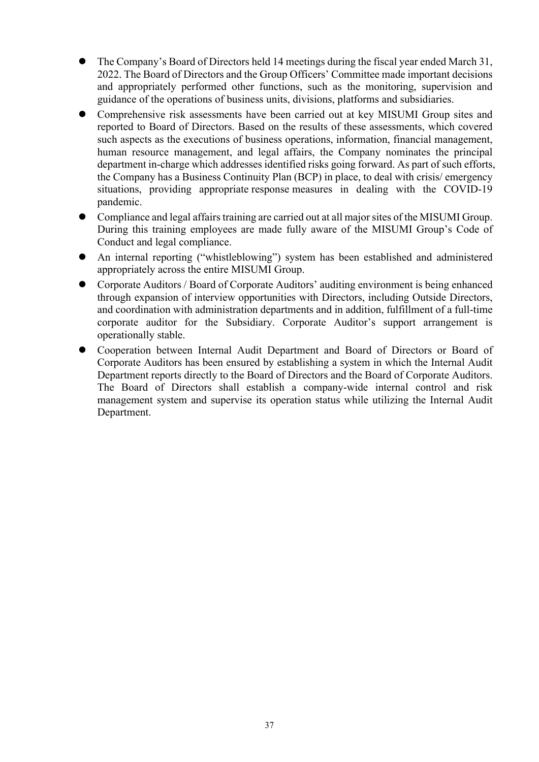- The Company's Board of Directors held 14 meetings during the fiscal year ended March 31, 2022. The Board of Directors and the Group Officers' Committee made important decisions and appropriately performed other functions, such as the monitoring, supervision and guidance of the operations of business units, divisions, platforms and subsidiaries.
- Comprehensive risk assessments have been carried out at key MISUMI Group sites and reported to Board of Directors. Based on the results of these assessments, which covered such aspects as the executions of business operations, information, financial management, human resource management, and legal affairs, the Company nominates the principal department in-charge which addresses identified risks going forward. As part of such efforts, the Company has a Business Continuity Plan (BCP) in place, to deal with crisis/ emergency situations, providing appropriate response measures in dealing with the COVID-19 pandemic.
- Compliance and legal affairs training are carried out at all major sites of the MISUMI Group. During this training employees are made fully aware of the MISUMI Group's Code of Conduct and legal compliance.
- An internal reporting ("whistleblowing") system has been established and administered appropriately across the entire MISUMI Group.
- Corporate Auditors / Board of Corporate Auditors' auditing environment is being enhanced through expansion of interview opportunities with Directors, including Outside Directors, and coordination with administration departments and in addition, fulfillment of a full-time corporate auditor for the Subsidiary. Corporate Auditor's support arrangement is operationally stable.
- Cooperation between Internal Audit Department and Board of Directors or Board of Corporate Auditors has been ensured by establishing a system in which the Internal Audit Department reports directly to the Board of Directors and the Board of Corporate Auditors. The Board of Directors shall establish a company-wide internal control and risk management system and supervise its operation status while utilizing the Internal Audit Department.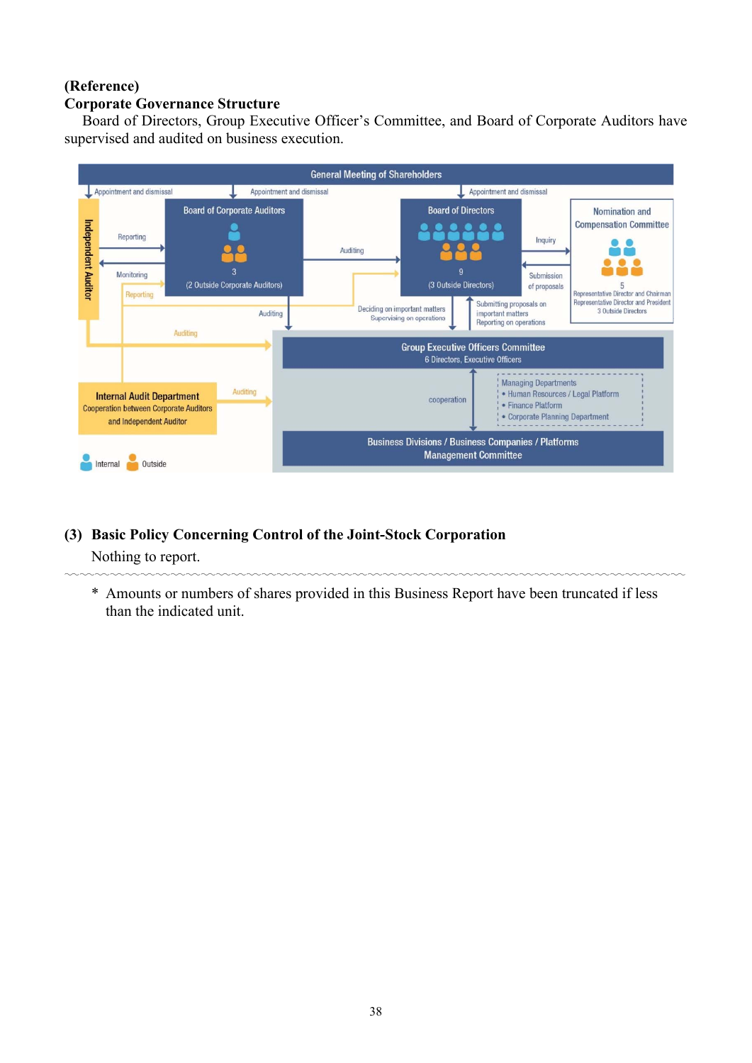(Reference)

**Corporate Governance Structure**

Board of Directors, Group Executive Officer's Committee, and Board of Corporate Auditors have supervised and audited on business execution.

General Meeting of Shareholders

Appointment and dismissal | Appointment and dismissal | Appointment and dismissal

Independent Auditor

Board of Corporate Auditors
3
(2 Outside Corporate Auditors)

Board of Directors
9
(3 Outside Directors)

Nomination and Compensation Committee
5
Representative Director and Chairman
Representative Director and President
3 Outside Directors

Reporting | Monitoring | Reporting | Auditing | Auditing | Inquiry | Submission of proposals | Deciding on important matters | Supervising on operations | Submitting proposals on important matters | Reporting on operations

Group Executive Officers Committee
6 Directors, Executive Officers

Internal Audit Department
Cooperation between Corporate Auditors and Independent Auditor

Auditing | cooperation

Managing Departments
- Human Resources / Legal Platform
- Finance Platform
- Corporate Planning Department

Business Divisions / Business Companies / Platforms
Management Committee

Internal | Outside

## (3) Basic Policy Concerning Control of the Joint-Stock Corporation

Nothing to report.

---

\* Amounts or numbers of shares provided in this Business Report have been truncated if less than the indicated unit.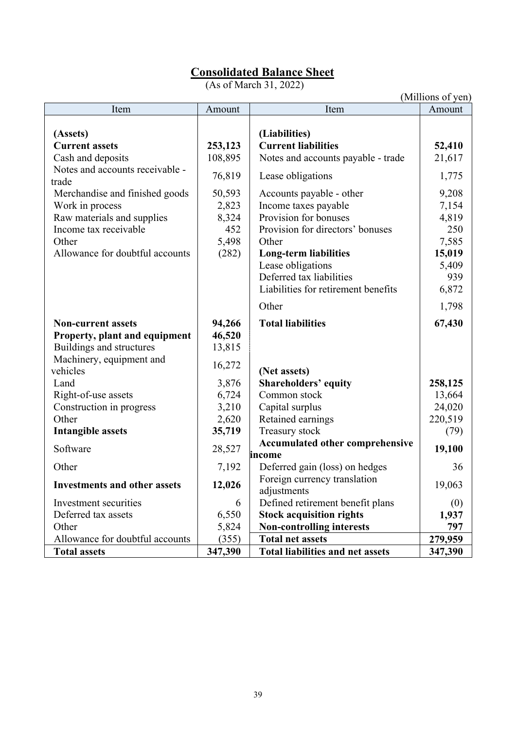# Consolidated Balance Sheet

(As of March 31, 2022)

(Millions of yen)

| Item | Amount | Item | Amount |
|---|---|---|---|
| **(Assets)** | | **(Liabilities)** | |
| **Current assets** | **253,123** | **Current liabilities** | **52,410** |
| Cash and deposits | 108,895 | Notes and accounts payable - trade | 21,617 |
| Notes and accounts receivable - trade | 76,819 | Lease obligations | 1,775 |
| Merchandise and finished goods | 50,593 | Accounts payable - other | 9,208 |
| Work in process | 2,823 | Income taxes payable | 7,154 |
| Raw materials and supplies | 8,324 | Provision for bonuses | 4,819 |
| Income tax receivable | 452 | Provision for directors' bonuses | 250 |
| Other | 5,498 | Other | 7,585 |
| Allowance for doubtful accounts | (282) | **Long-term liabilities** | **15,019** |
| | | Lease obligations | 5,409 |
| | | Deferred tax liabilities | 939 |
| | | Liabilities for retirement benefits | 6,872 |
| | | Other | 1,798 |
| **Non-current assets** | **94,266** | **Total liabilities** | **67,430** |
| **Property, plant and equipment** | **46,520** | | |
| Buildings and structures | 13,815 | | |
| Machinery, equipment and vehicles | 16,272 | **(Net assets)** | |
| Land | 3,876 | **Shareholders' equity** | **258,125** |
| Right-of-use assets | 6,724 | Common stock | 13,664 |
| Construction in progress | 3,210 | Capital surplus | 24,020 |
| Other | 2,620 | Retained earnings | 220,519 |
| **Intangible assets** | **35,719** | Treasury stock | (79) |
| Software | 28,527 | **Accumulated other comprehensive income** | **19,100** |
| Other | 7,192 | Deferred gain (loss) on hedges | 36 |
| **Investments and other assets** | **12,026** | Foreign currency translation adjustments | 19,063 |
| Investment securities | 6 | Defined retirement benefit plans | (0) |
| Deferred tax assets | 6,550 | **Stock acquisition rights** | **1,937** |
| Other | 5,824 | **Non-controlling interests** | **797** |
| Allowance for doubtful accounts | (355) | **Total net assets** | **279,959** |
| **Total assets** | **347,390** | **Total liabilities and net assets** | **347,390** |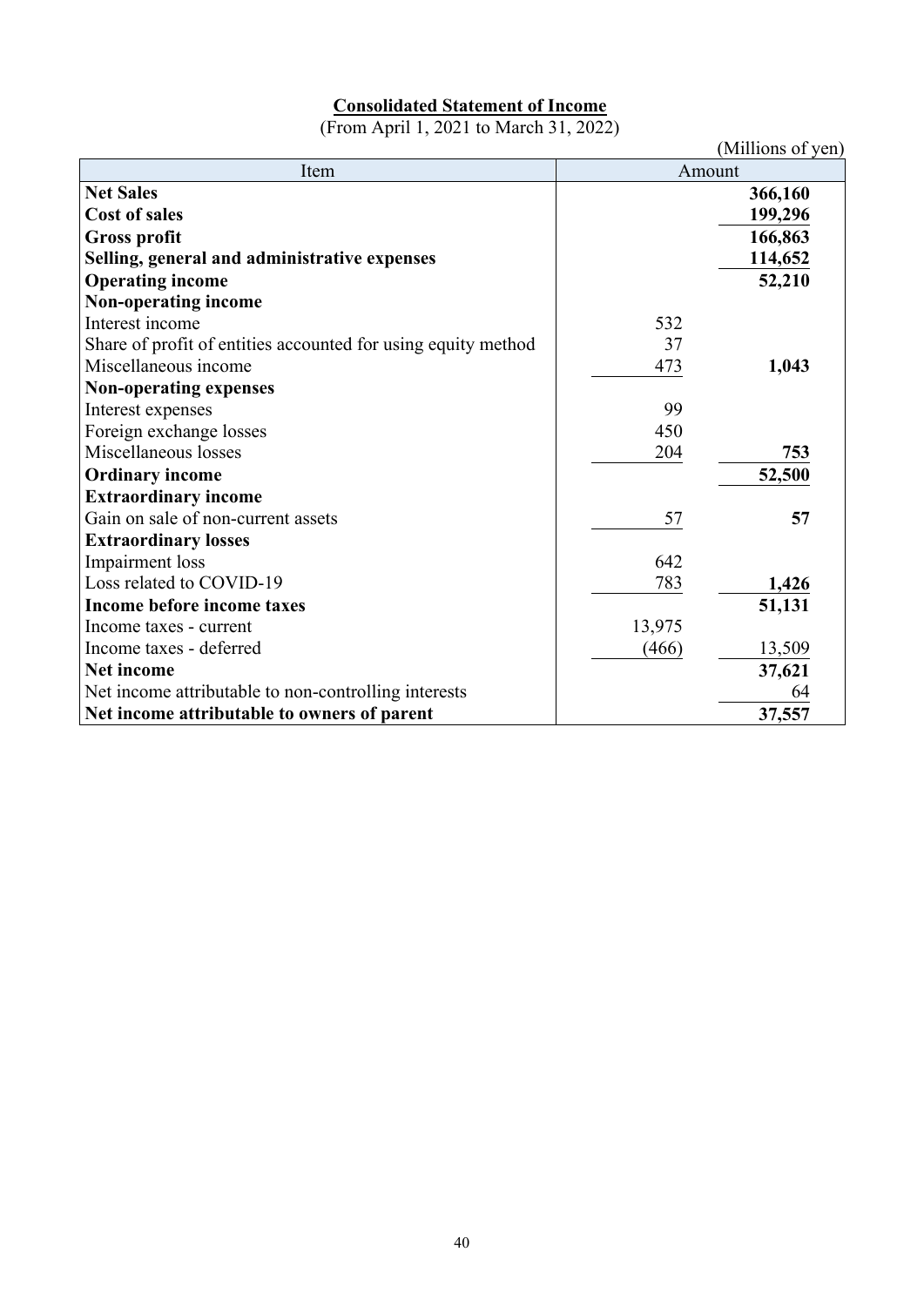# Consolidated Statement of Income

(From April 1, 2021 to March 31, 2022)

(Millions of yen)

| Item | Amount | |
|---|---|---|
| **Net Sales** | | **366,160** |
| **Cost of sales** | | **199,296** |
| **Gross profit** | | **166,863** |
| **Selling, general and administrative expenses** | | **114,652** |
| **Operating income** | | **52,210** |
| **Non-operating income** | | |
| Interest income | 532 | |
| Share of profit of entities accounted for using equity method | 37 | |
| Miscellaneous income | 473 | **1,043** |
| **Non-operating expenses** | | |
| Interest expenses | 99 | |
| Foreign exchange losses | 450 | |
| Miscellaneous losses | 204 | **753** |
| **Ordinary income** | | **52,500** |
| **Extraordinary income** | | |
| Gain on sale of non-current assets | 57 | **57** |
| **Extraordinary losses** | | |
| Impairment loss | 642 | |
| Loss related to COVID-19 | 783 | **1,426** |
| **Income before income taxes** | | **51,131** |
| Income taxes - current | 13,975 | |
| Income taxes - deferred | (466) | 13,509 |
| **Net income** | | **37,621** |
| Net income attributable to non-controlling interests | | 64 |
| **Net income attributable to owners of parent** | | **37,557** |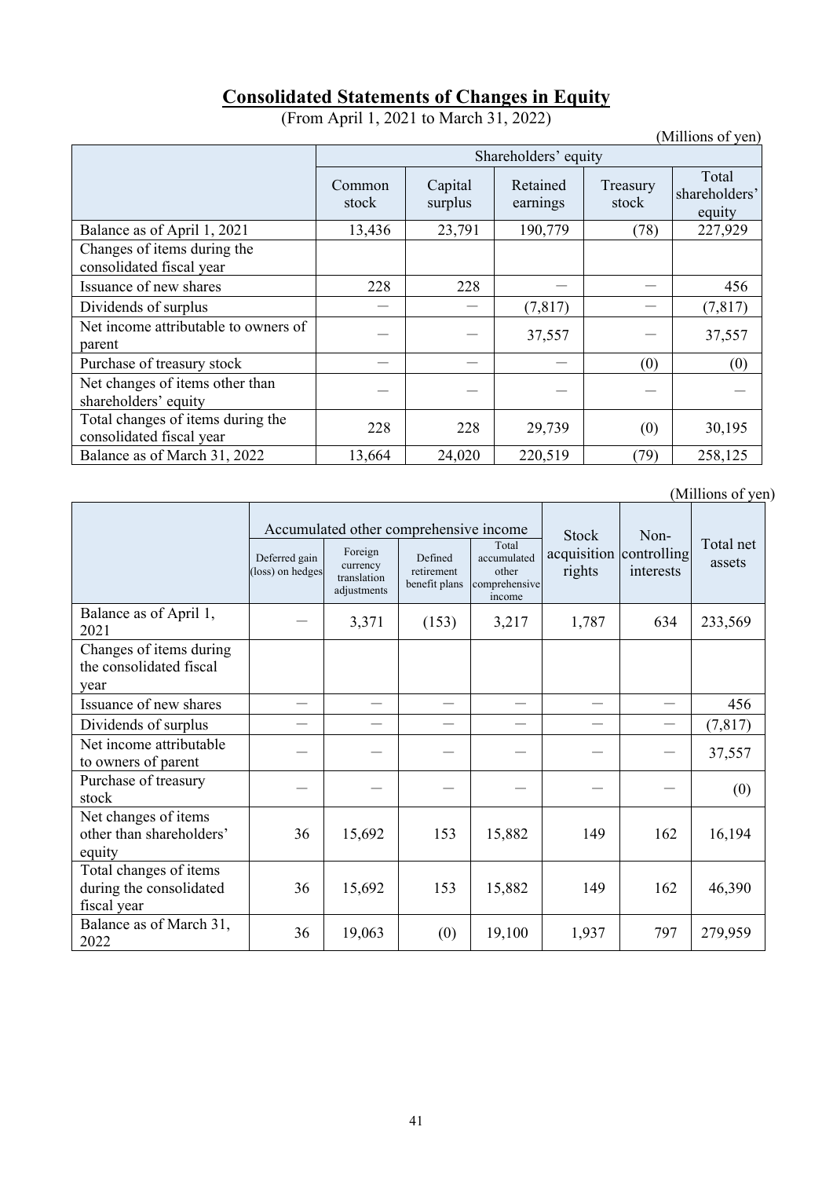## Consolidated Statements of Changes in Equity

(From April 1, 2021 to March 31, 2022)

(Millions of yen)

| | Shareholders' equity | | | | |
|---|---|---|---|---|---|
| | Common stock | Capital surplus | Retained earnings | Treasury stock | Total shareholders' equity |
| Balance as of April 1, 2021 | 13,436 | 23,791 | 190,779 | (78) | 227,929 |
| Changes of items during the consolidated fiscal year | | | | | |
| Issuance of new shares | 228 | 228 | — | — | 456 |
| Dividends of surplus | — | — | (7,817) | — | (7,817) |
| Net income attributable to owners of parent | — | — | 37,557 | — | 37,557 |
| Purchase of treasury stock | — | — | — | (0) | (0) |
| Net changes of items other than shareholders' equity | — | — | — | — | — |
| Total changes of items during the consolidated fiscal year | 228 | 228 | 29,739 | (0) | 30,195 |
| Balance as of March 31, 2022 | 13,664 | 24,020 | 220,519 | (79) | 258,125 |

(Millions of yen)

| | Accumulated other comprehensive income | | | | Stock acquisition rights | Non-controlling interests | Total net assets |
|---|---|---|---|---|---|---|---|
| | Deferred gain (loss) on hedges | Foreign currency translation adjustments | Defined retirement benefit plans | Total accumulated other comprehensive income | | | |
| Balance as of April 1, 2021 | — | 3,371 | (153) | 3,217 | 1,787 | 634 | 233,569 |
| Changes of items during the consolidated fiscal year | | | | | | | |
| Issuance of new shares | — | — | — | — | — | — | 456 |
| Dividends of surplus | — | — | — | — | — | — | (7,817) |
| Net income attributable to owners of parent | — | — | — | — | — | — | 37,557 |
| Purchase of treasury stock | — | — | — | — | — | — | (0) |
| Net changes of items other than shareholders' equity | 36 | 15,692 | 153 | 15,882 | 149 | 162 | 16,194 |
| Total changes of items during the consolidated fiscal year | 36 | 15,692 | 153 | 15,882 | 149 | 162 | 46,390 |
| Balance as of March 31, 2022 | 36 | 19,063 | (0) | 19,100 | 1,937 | 797 | 279,959 |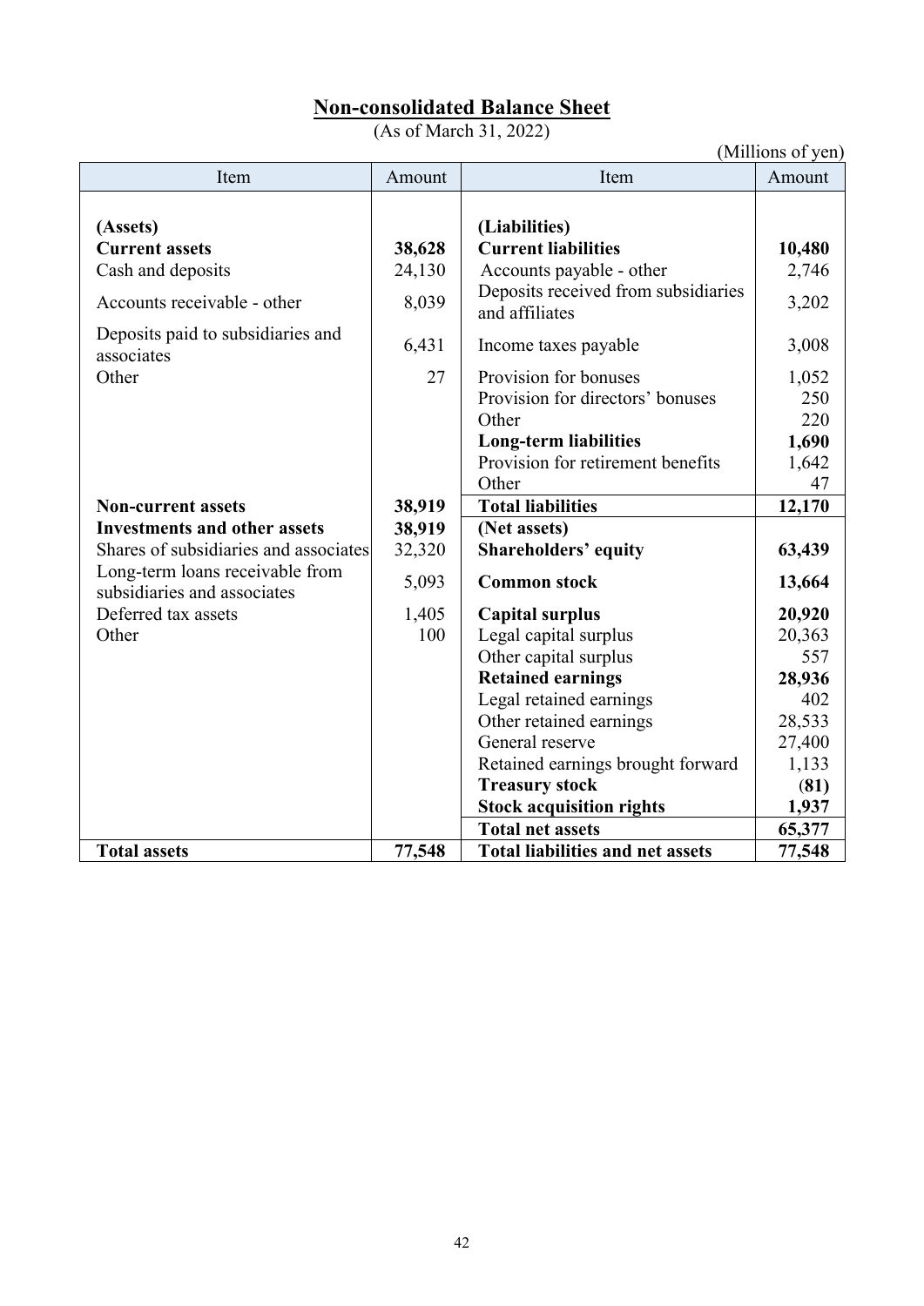# Non-consolidated Balance Sheet

(As of March 31, 2022)

(Millions of yen)

| Item | Amount | Item | Amount |
|---|---|---|---|
| **(Assets)** | | **(Liabilities)** | |
| **Current assets** | **38,628** | **Current liabilities** | **10,480** |
| Cash and deposits | 24,130 | Accounts payable - other | 2,746 |
| Accounts receivable - other | 8,039 | Deposits received from subsidiaries and affiliates | 3,202 |
| Deposits paid to subsidiaries and associates | 6,431 | Income taxes payable | 3,008 |
| Other | 27 | Provision for bonuses | 1,052 |
| | | Provision for directors' bonuses | 250 |
| | | Other | 220 |
| | | **Long-term liabilities** | **1,690** |
| | | Provision for retirement benefits | 1,642 |
| | | Other | 47 |
| **Non-current assets** | **38,919** | **Total liabilities** | **12,170** |
| **Investments and other assets** | **38,919** | **(Net assets)** | |
| Shares of subsidiaries and associates | 32,320 | **Shareholders' equity** | **63,439** |
| Long-term loans receivable from subsidiaries and associates | 5,093 | **Common stock** | **13,664** |
| Deferred tax assets | 1,405 | **Capital surplus** | **20,920** |
| Other | 100 | Legal capital surplus | 20,363 |
| | | Other capital surplus | 557 |
| | | **Retained earnings** | **28,936** |
| | | Legal retained earnings | 402 |
| | | Other retained earnings | 28,533 |
| | | General reserve | 27,400 |
| | | Retained earnings brought forward | 1,133 |
| | | **Treasury stock** | **(81)** |
| | | **Stock acquisition rights** | **1,937** |
| | | **Total net assets** | **65,377** |
| **Total assets** | **77,548** | **Total liabilities and net assets** | **77,548** |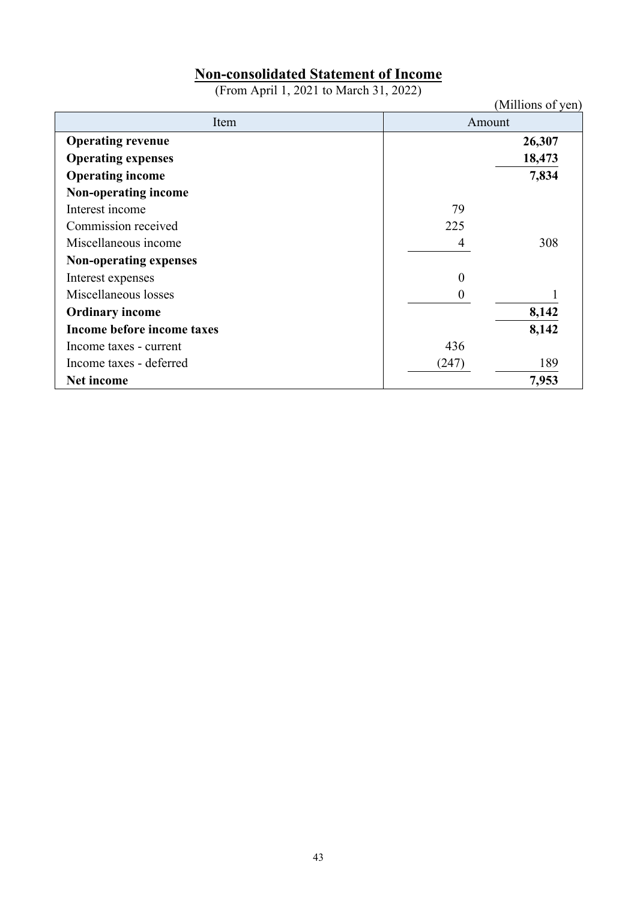## Non-consolidated Statement of Income

(From April 1, 2021 to March 31, 2022)

(Millions of yen)

| Item | Amount | |
|---|---|---|
| **Operating revenue** | | **26,307** |
| **Operating expenses** | | **18,473** |
| **Operating income** | | **7,834** |
| **Non-operating income** | | |
| Interest income | 79 | |
| Commission received | 225 | |
| Miscellaneous income | 4 | 308 |
| **Non-operating expenses** | | |
| Interest expenses | 0 | |
| Miscellaneous losses | 0 | 1 |
| **Ordinary income** | | **8,142** |
| **Income before income taxes** | | **8,142** |
| Income taxes - current | 436 | |
| Income taxes - deferred | (247) | 189 |
| **Net income** | | **7,953** |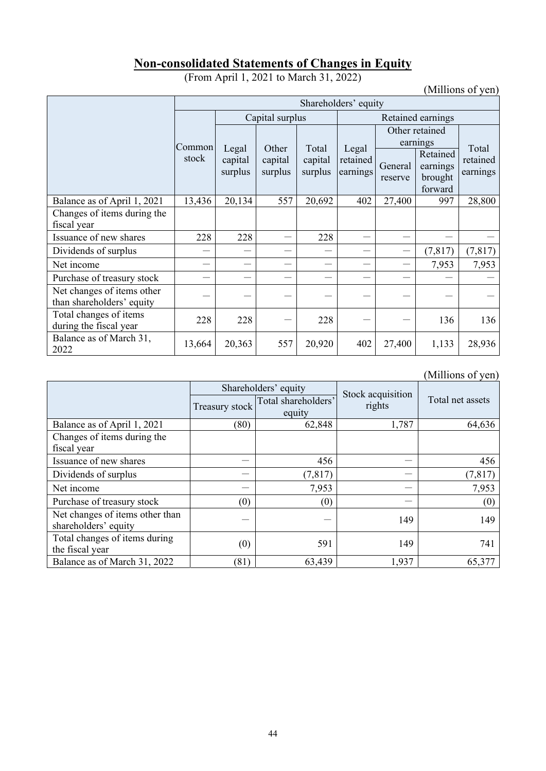# Non-consolidated Statements of Changes in Equity

(From April 1, 2021 to March 31, 2022)

(Millions of yen)

| | Shareholders' equity | | | | | | | |
|---|---|---|---|---|---|---|---|---|
| | Common stock | Capital surplus | | | Retained earnings | | | |
| | | Legal capital surplus | Other capital surplus | Total capital surplus | Legal retained earnings | Other retained earnings | | Total retained earnings |
| | | | | | | General reserve | Retained earnings brought forward | |
| Balance as of April 1, 2021 | 13,436 | 20,134 | 557 | 20,692 | 402 | 27,400 | 997 | 28,800 |
| Changes of items during the fiscal year | | | | | | | | |
| Issuance of new shares | 228 | 228 | — | 228 | — | — | — | — |
| Dividends of surplus | — | — | — | — | — | — | (7,817) | (7,817) |
| Net income | — | — | — | — | — | — | 7,953 | 7,953 |
| Purchase of treasury stock | — | — | — | — | — | — | — | — |
| Net changes of items other than shareholders' equity | — | — | — | — | — | — | — | — |
| Total changes of items during the fiscal year | 228 | 228 | — | 228 | — | — | 136 | 136 |
| Balance as of March 31, 2022 | 13,664 | 20,363 | 557 | 20,920 | 402 | 27,400 | 1,133 | 28,936 |

(Millions of yen)

| | Shareholders' equity | | Stock acquisition rights | Total net assets |
|---|---|---|---|---|
| | Treasury stock | Total shareholders' equity | | |
| Balance as of April 1, 2021 | (80) | 62,848 | 1,787 | 64,636 |
| Changes of items during the fiscal year | | | | |
| Issuance of new shares | — | 456 | — | 456 |
| Dividends of surplus | — | (7,817) | — | (7,817) |
| Net income | — | 7,953 | — | 7,953 |
| Purchase of treasury stock | (0) | (0) | — | (0) |
| Net changes of items other than shareholders' equity | — | — | 149 | 149 |
| Total changes of items during the fiscal year | (0) | 591 | 149 | 741 |
| Balance as of March 31, 2022 | (81) | 63,439 | 1,937 | 65,377 |